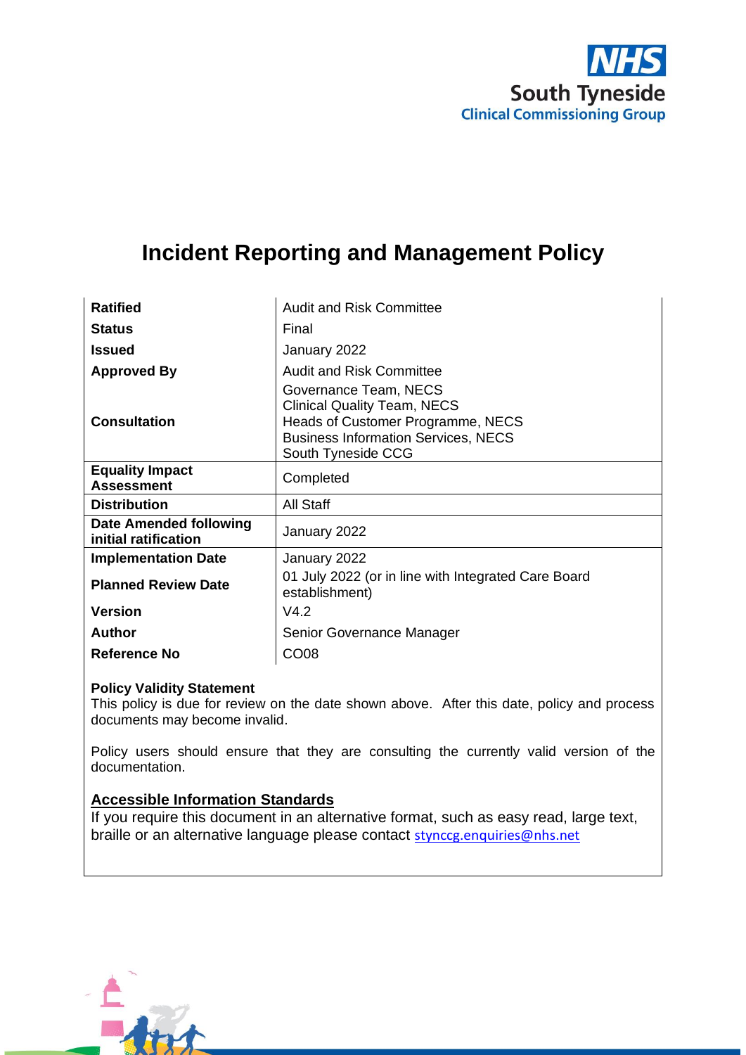NHS South Tyneside Clinical Commissioning Group

# Incident Reporting and Management Policy

| | |
|---|---|
| **Ratified** | Audit and Risk Committee |
| **Status** | Final |
| **Issued** | January 2022 |
| **Approved By** | Audit and Risk Committee |
| **Consultation** | Governance Team, NECS<br>Clinical Quality Team, NECS<br>Heads of Customer Programme, NECS<br>Business Information Services, NECS<br>South Tyneside CCG |
| **Equality Impact Assessment** | Completed |
| **Distribution** | All Staff |
| **Date Amended following initial ratification** | January 2022 |
| **Implementation Date** | January 2022 |
| **Planned Review Date** | 01 July 2022 (or in line with Integrated Care Board establishment) |
| **Version** | V4.2 |
| **Author** | Senior Governance Manager |
| **Reference No** | CO08 |

**Policy Validity Statement**
This policy is due for review on the date shown above. After this date, policy and process documents may become invalid.

Policy users should ensure that they are consulting the currently valid version of the documentation.

**Accessible Information Standards**
If you require this document in an alternative format, such as easy read, large text, braille or an alternative language please contact stynccg.enquiries@nhs.net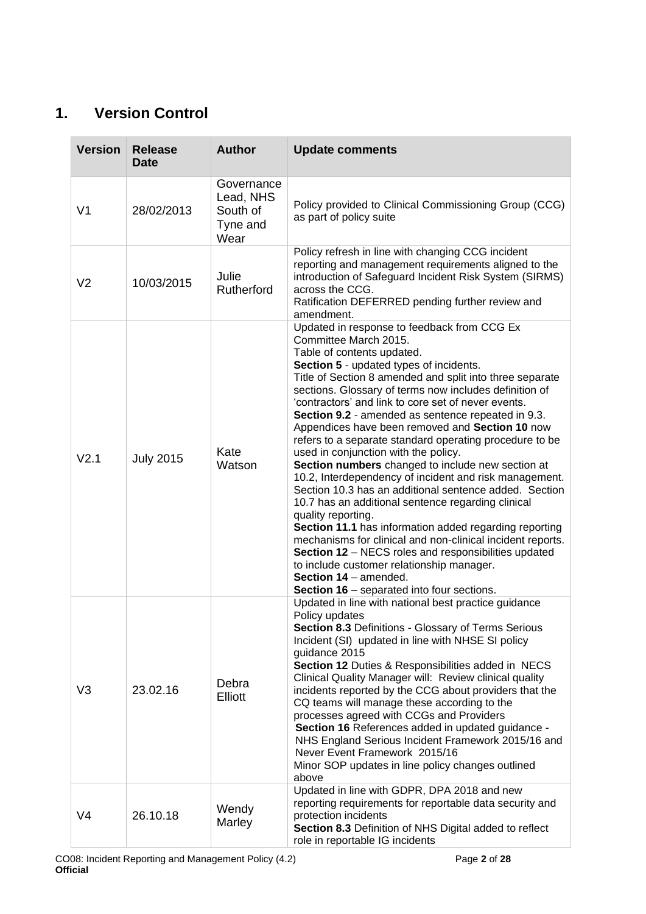## 1. Version Control

| Version | Release Date | Author | Update comments |
|---|---|---|---|
| V1 | 28/02/2013 | Governance Lead, NHS South of Tyne and Wear | Policy provided to Clinical Commissioning Group (CCG) as part of policy suite |
| V2 | 10/03/2015 | Julie Rutherford | Policy refresh in line with changing CCG incident reporting and management requirements aligned to the introduction of Safeguard Incident Risk System (SIRMS) across the CCG.<br>Ratification DEFERRED pending further review and amendment. |
| V2.1 | July 2015 | Kate Watson | Updated in response to feedback from CCG Ex Committee March 2015.<br>Table of contents updated.<br>**Section 5** - updated types of incidents.<br>Title of Section 8 amended and split into three separate sections. Glossary of terms now includes definition of 'contractors' and link to core set of never events.<br>**Section 9.2** - amended as sentence repeated in 9.3. Appendices have been removed and **Section 10** now refers to a separate standard operating procedure to be used in conjunction with the policy.<br>**Section numbers** changed to include new section at 10.2, Interdependency of incident and risk management. Section 10.3 has an additional sentence added. Section 10.7 has an additional sentence regarding clinical quality reporting.<br>**Section 11.1** has information added regarding reporting mechanisms for clinical and non-clinical incident reports.<br>**Section 12** – NECS roles and responsibilities updated to include customer relationship manager.<br>**Section 14** – amended.<br>**Section 16** – separated into four sections. |
| V3 | 23.02.16 | Debra Elliott | Updated in line with national best practice guidance<br>Policy updates<br>**Section 8.3** Definitions - Glossary of Terms Serious Incident (SI) updated in line with NHSE SI policy guidance 2015<br>**Section 12** Duties & Responsibilities added in NECS Clinical Quality Manager will: Review clinical quality incidents reported by the CCG about providers that the CQ teams will manage these according to the processes agreed with CCGs and Providers<br>**Section 16** References added in updated guidance - NHS England Serious Incident Framework 2015/16 and Never Event Framework 2015/16<br>Minor SOP updates in line policy changes outlined above |
| V4 | 26.10.18 | Wendy Marley | Updated in line with GDPR, DPA 2018 and new reporting requirements for reportable data security and protection incidents<br>**Section 8.3** Definition of NHS Digital added to reflect role in reportable IG incidents |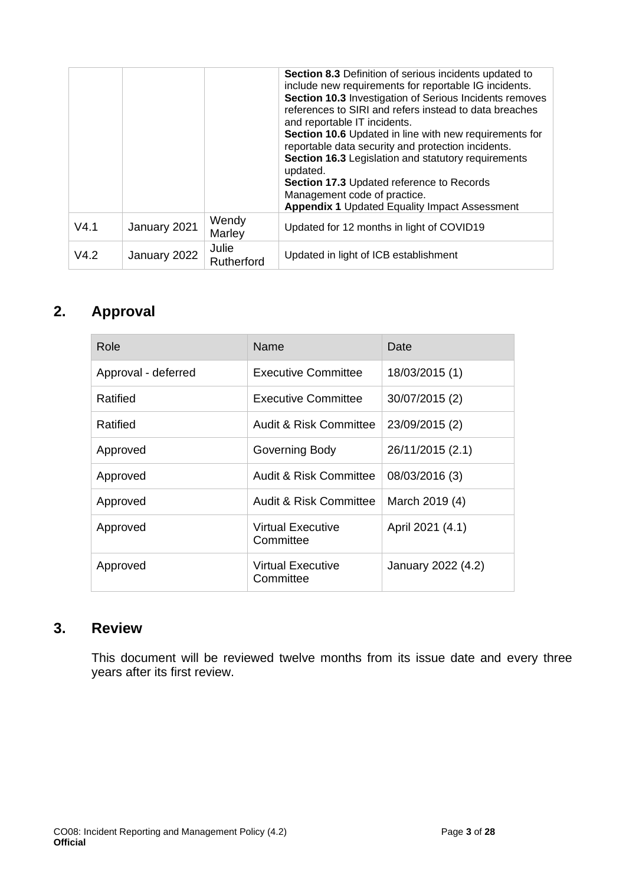| | | | |
|---|---|---|---|
| | | | **Section 8.3** Definition of serious incidents updated to include new requirements for reportable IG incidents.<br>**Section 10.3** Investigation of Serious Incidents removes references to SIRI and refers instead to data breaches and reportable IT incidents.<br>**Section 10.6** Updated in line with new requirements for reportable data security and protection incidents.<br>**Section 16.3** Legislation and statutory requirements updated.<br>**Section 17.3** Updated reference to Records Management code of practice.<br>**Appendix 1** Updated Equality Impact Assessment |
| V4.1 | January 2021 | Wendy Marley | Updated for 12 months in light of COVID19 |
| V4.2 | January 2022 | Julie Rutherford | Updated in light of ICB establishment |

## 2. Approval

| Role | Name | Date |
|---|---|---|
| Approval - deferred | Executive Committee | 18/03/2015 (1) |
| Ratified | Executive Committee | 30/07/2015 (2) |
| Ratified | Audit & Risk Committee | 23/09/2015 (2) |
| Approved | Governing Body | 26/11/2015 (2.1) |
| Approved | Audit & Risk Committee | 08/03/2016 (3) |
| Approved | Audit & Risk Committee | March 2019 (4) |
| Approved | Virtual Executive Committee | April 2021 (4.1) |
| Approved | Virtual Executive Committee | January 2022 (4.2) |

## 3. Review

This document will be reviewed twelve months from its issue date and every three years after its first review.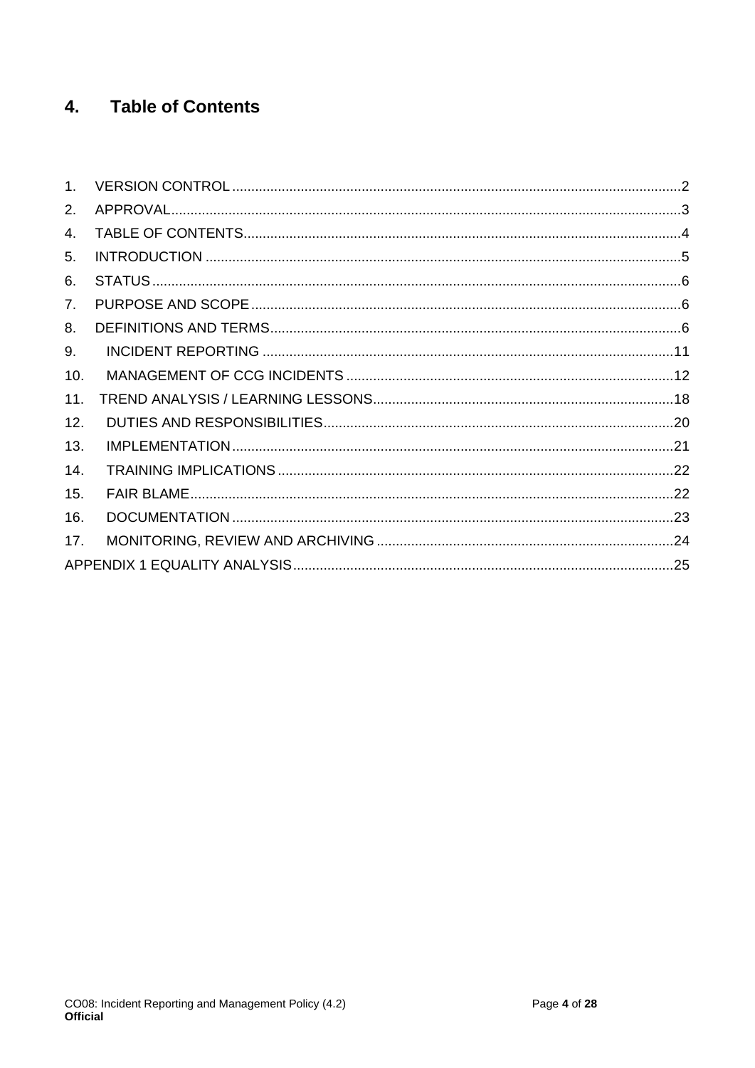# 4. Table of Contents

1. VERSION CONTROL.....2
2. APPROVAL.....3
4. TABLE OF CONTENTS.....4
5. INTRODUCTION.....5
6. STATUS.....6
7. PURPOSE AND SCOPE.....6
8. DEFINITIONS AND TERMS.....6
9. INCIDENT REPORTING.....11
10. MANAGEMENT OF CCG INCIDENTS.....12
11. TREND ANALYSIS / LEARNING LESSONS.....18
12. DUTIES AND RESPONSIBILITIES.....20
13. IMPLEMENTATION.....21
14. TRAINING IMPLICATIONS.....22
15. FAIR BLAME.....22
16. DOCUMENTATION.....23
17. MONITORING, REVIEW AND ARCHIVING.....24

APPENDIX 1 EQUALITY ANALYSIS.....25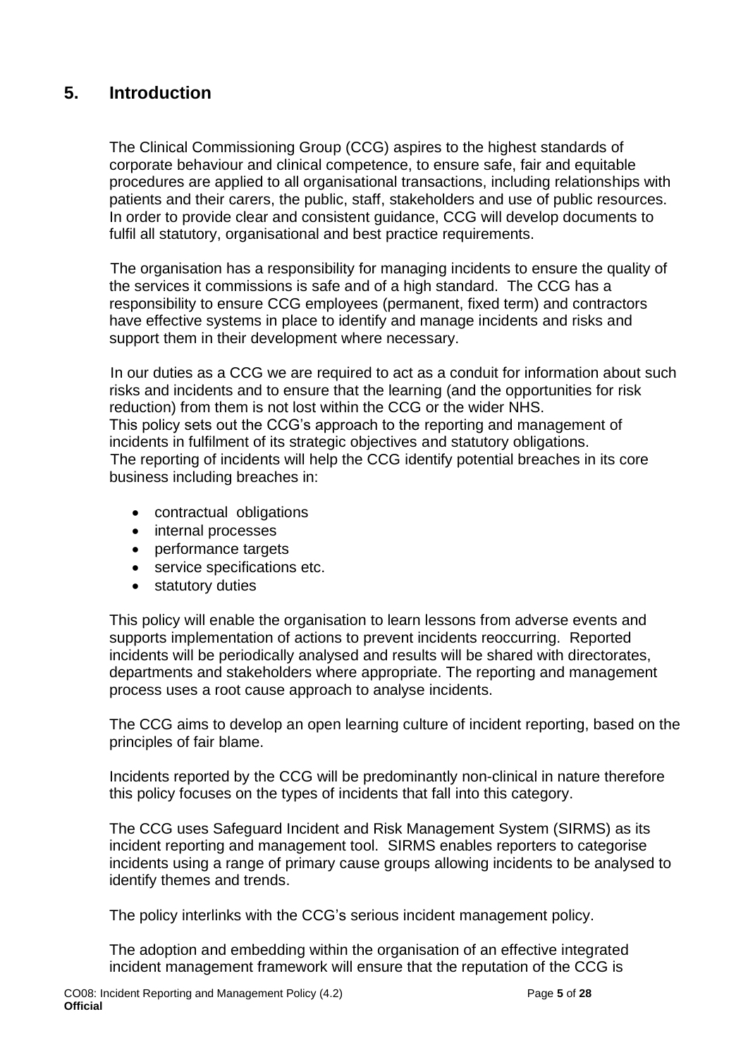## 5. Introduction

The Clinical Commissioning Group (CCG) aspires to the highest standards of corporate behaviour and clinical competence, to ensure safe, fair and equitable procedures are applied to all organisational transactions, including relationships with patients and their carers, the public, staff, stakeholders and use of public resources. In order to provide clear and consistent guidance, CCG will develop documents to fulfil all statutory, organisational and best practice requirements.

The organisation has a responsibility for managing incidents to ensure the quality of the services it commissions is safe and of a high standard. The CCG has a responsibility to ensure CCG employees (permanent, fixed term) and contractors have effective systems in place to identify and manage incidents and risks and support them in their development where necessary.

In our duties as a CCG we are required to act as a conduit for information about such risks and incidents and to ensure that the learning (and the opportunities for risk reduction) from them is not lost within the CCG or the wider NHS.
This policy sets out the CCG's approach to the reporting and management of incidents in fulfilment of its strategic objectives and statutory obligations.
The reporting of incidents will help the CCG identify potential breaches in its core business including breaches in:

- contractual obligations
- internal processes
- performance targets
- service specifications etc.
- statutory duties

This policy will enable the organisation to learn lessons from adverse events and supports implementation of actions to prevent incidents reoccurring. Reported incidents will be periodically analysed and results will be shared with directorates, departments and stakeholders where appropriate. The reporting and management process uses a root cause approach to analyse incidents.

The CCG aims to develop an open learning culture of incident reporting, based on the principles of fair blame.

Incidents reported by the CCG will be predominantly non-clinical in nature therefore this policy focuses on the types of incidents that fall into this category.

The CCG uses Safeguard Incident and Risk Management System (SIRMS) as its incident reporting and management tool. SIRMS enables reporters to categorise incidents using a range of primary cause groups allowing incidents to be analysed to identify themes and trends.

The policy interlinks with the CCG's serious incident management policy.

The adoption and embedding within the organisation of an effective integrated incident management framework will ensure that the reputation of the CCG is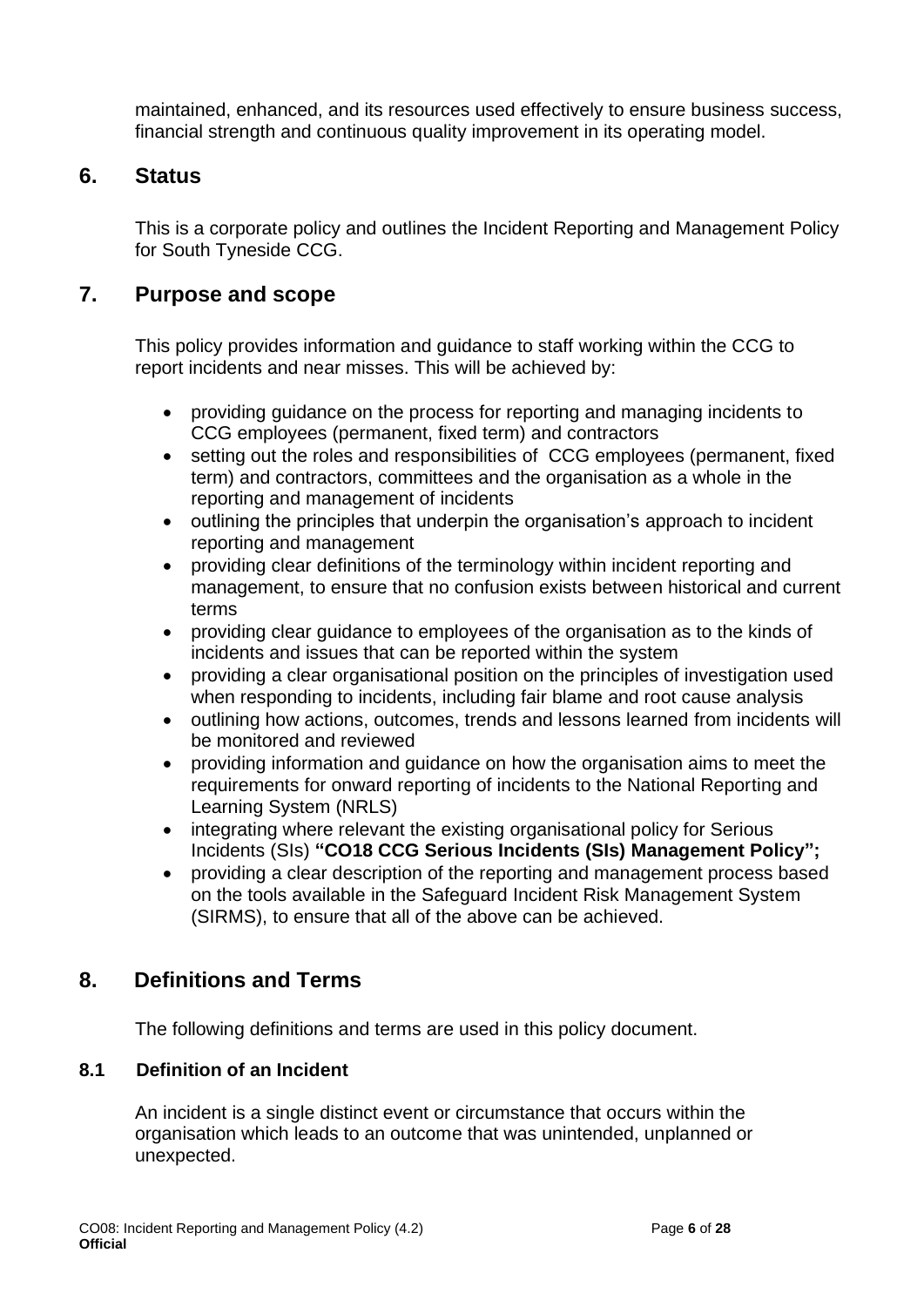maintained, enhanced, and its resources used effectively to ensure business success, financial strength and continuous quality improvement in its operating model.

## 6. Status

This is a corporate policy and outlines the Incident Reporting and Management Policy for South Tyneside CCG.

## 7. Purpose and scope

This policy provides information and guidance to staff working within the CCG to report incidents and near misses. This will be achieved by:

- providing guidance on the process for reporting and managing incidents to CCG employees (permanent, fixed term) and contractors
- setting out the roles and responsibilities of CCG employees (permanent, fixed term) and contractors, committees and the organisation as a whole in the reporting and management of incidents
- outlining the principles that underpin the organisation's approach to incident reporting and management
- providing clear definitions of the terminology within incident reporting and management, to ensure that no confusion exists between historical and current terms
- providing clear guidance to employees of the organisation as to the kinds of incidents and issues that can be reported within the system
- providing a clear organisational position on the principles of investigation used when responding to incidents, including fair blame and root cause analysis
- outlining how actions, outcomes, trends and lessons learned from incidents will be monitored and reviewed
- providing information and guidance on how the organisation aims to meet the requirements for onward reporting of incidents to the National Reporting and Learning System (NRLS)
- integrating where relevant the existing organisational policy for Serious Incidents (SIs) **"CO18 CCG Serious Incidents (SIs) Management Policy";**
- providing a clear description of the reporting and management process based on the tools available in the Safeguard Incident Risk Management System (SIRMS), to ensure that all of the above can be achieved.

## 8. Definitions and Terms

The following definitions and terms are used in this policy document.

### 8.1 Definition of an Incident

An incident is a single distinct event or circumstance that occurs within the organisation which leads to an outcome that was unintended, unplanned or unexpected.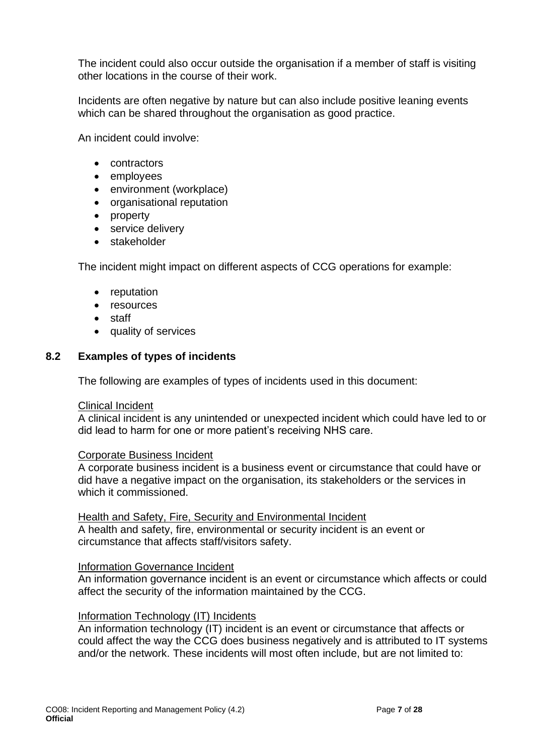The incident could also occur outside the organisation if a member of staff is visiting other locations in the course of their work.

Incidents are often negative by nature but can also include positive leaning events which can be shared throughout the organisation as good practice.

An incident could involve:

- contractors
- employees
- environment (workplace)
- organisational reputation
- property
- service delivery
- stakeholder

The incident might impact on different aspects of CCG operations for example:

- reputation
- resources
- staff
- quality of services

### 8.2 Examples of types of incidents

The following are examples of types of incidents used in this document:

<u>Clinical Incident</u>
A clinical incident is any unintended or unexpected incident which could have led to or did lead to harm for one or more patient's receiving NHS care.

<u>Corporate Business Incident</u>
A corporate business incident is a business event or circumstance that could have or did have a negative impact on the organisation, its stakeholders or the services in which it commissioned.

<u>Health and Safety, Fire, Security and Environmental Incident</u>
A health and safety, fire, environmental or security incident is an event or circumstance that affects staff/visitors safety.

<u>Information Governance Incident</u>
An information governance incident is an event or circumstance which affects or could affect the security of the information maintained by the CCG.

<u>Information Technology (IT) Incidents</u>
An information technology (IT) incident is an event or circumstance that affects or could affect the way the CCG does business negatively and is attributed to IT systems and/or the network. These incidents will most often include, but are not limited to: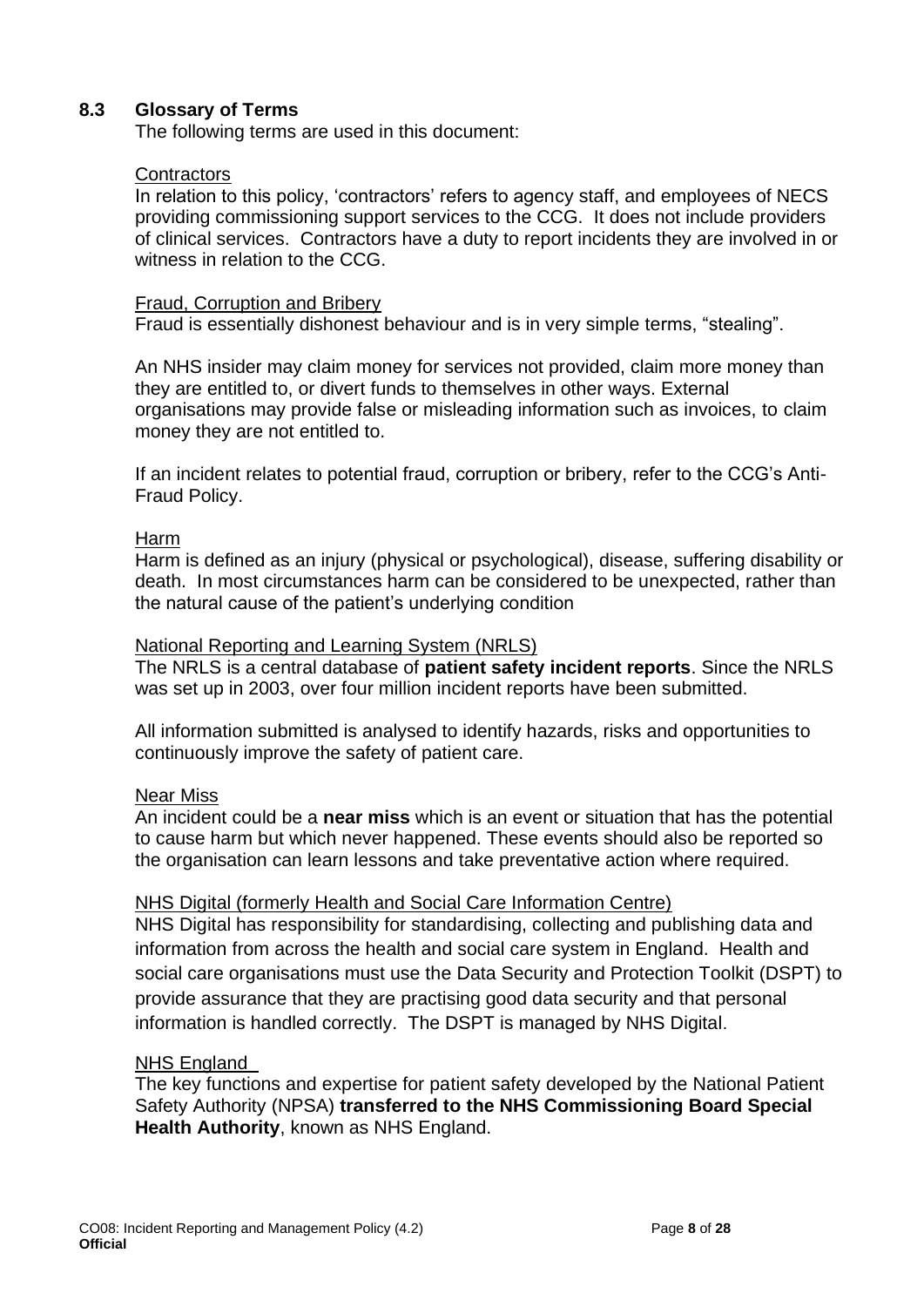## 8.3 Glossary of Terms

The following terms are used in this document:

<u>Contractors</u>

In relation to this policy, 'contractors' refers to agency staff, and employees of NECS providing commissioning support services to the CCG. It does not include providers of clinical services. Contractors have a duty to report incidents they are involved in or witness in relation to the CCG.

<u>Fraud, Corruption and Bribery</u>

Fraud is essentially dishonest behaviour and is in very simple terms, "stealing".

An NHS insider may claim money for services not provided, claim more money than they are entitled to, or divert funds to themselves in other ways. External organisations may provide false or misleading information such as invoices, to claim money they are not entitled to.

If an incident relates to potential fraud, corruption or bribery, refer to the CCG's Anti-Fraud Policy.

<u>Harm</u>

Harm is defined as an injury (physical or psychological), disease, suffering disability or death. In most circumstances harm can be considered to be unexpected, rather than the natural cause of the patient's underlying condition

<u>National Reporting and Learning System (NRLS)</u>

The NRLS is a central database of **patient safety incident reports**. Since the NRLS was set up in 2003, over four million incident reports have been submitted.

All information submitted is analysed to identify hazards, risks and opportunities to continuously improve the safety of patient care.

<u>Near Miss</u>

An incident could be a **near miss** which is an event or situation that has the potential to cause harm but which never happened. These events should also be reported so the organisation can learn lessons and take preventative action where required.

<u>NHS Digital (formerly Health and Social Care Information Centre)</u>

NHS Digital has responsibility for standardising, collecting and publishing data and information from across the health and social care system in England. Health and social care organisations must use the Data Security and Protection Toolkit (DSPT) to provide assurance that they are practising good data security and that personal information is handled correctly. The DSPT is managed by NHS Digital.

<u>NHS England</u>

The key functions and expertise for patient safety developed by the National Patient Safety Authority (NPSA) **transferred to the NHS Commissioning Board Special Health Authority**, known as NHS England.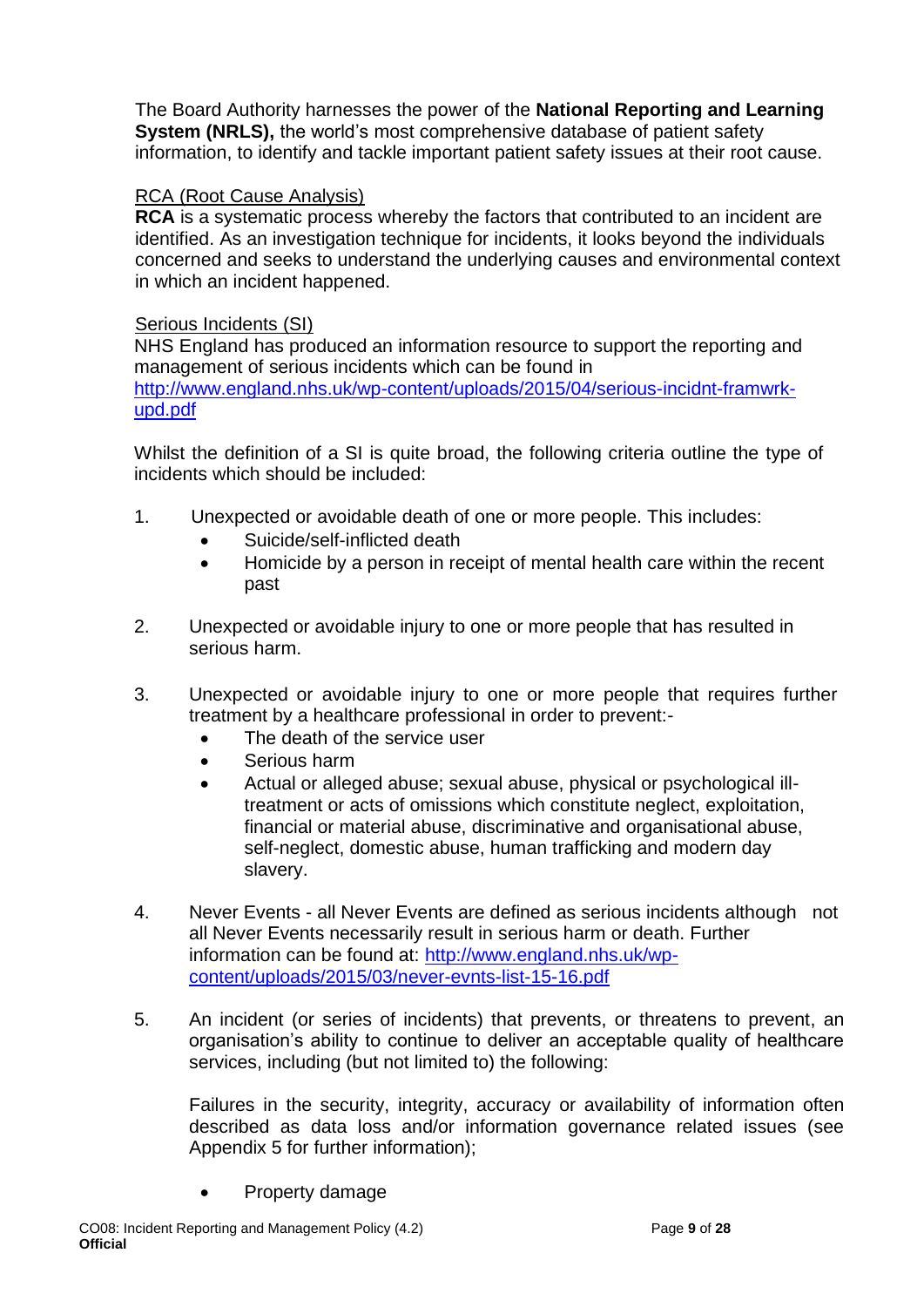The Board Authority harnesses the power of the **National Reporting and Learning System (NRLS),** the world's most comprehensive database of patient safety information, to identify and tackle important patient safety issues at their root cause.

<u>RCA (Root Cause Analysis)</u>

**RCA** is a systematic process whereby the factors that contributed to an incident are identified. As an investigation technique for incidents, it looks beyond the individuals concerned and seeks to understand the underlying causes and environmental context in which an incident happened.

<u>Serious Incidents (SI)</u>

NHS England has produced an information resource to support the reporting and management of serious incidents which can be found in [http://www.england.nhs.uk/wp-content/uploads/2015/04/serious-incidnt-framwrk-upd.pdf](http://www.england.nhs.uk/wp-content/uploads/2015/04/serious-incidnt-framwrk-upd.pdf)

Whilst the definition of a SI is quite broad, the following criteria outline the type of incidents which should be included:

1. Unexpected or avoidable death of one or more people. This includes:
   - Suicide/self-inflicted death
   - Homicide by a person in receipt of mental health care within the recent past

2. Unexpected or avoidable injury to one or more people that has resulted in serious harm.

3. Unexpected or avoidable injury to one or more people that requires further treatment by a healthcare professional in order to prevent:-
   - The death of the service user
   - Serious harm
   - Actual or alleged abuse; sexual abuse, physical or psychological ill-treatment or acts of omissions which constitute neglect, exploitation, financial or material abuse, discriminative and organisational abuse, self-neglect, domestic abuse, human trafficking and modern day slavery.

4. Never Events - all Never Events are defined as serious incidents although not all Never Events necessarily result in serious harm or death. Further information can be found at: [http://www.england.nhs.uk/wp-content/uploads/2015/03/never-evnts-list-15-16.pdf](http://www.england.nhs.uk/wp-content/uploads/2015/03/never-evnts-list-15-16.pdf)

5. An incident (or series of incidents) that prevents, or threatens to prevent, an organisation's ability to continue to deliver an acceptable quality of healthcare services, including (but not limited to) the following:

   Failures in the security, integrity, accuracy or availability of information often described as data loss and/or information governance related issues (see Appendix 5 for further information);

   - Property damage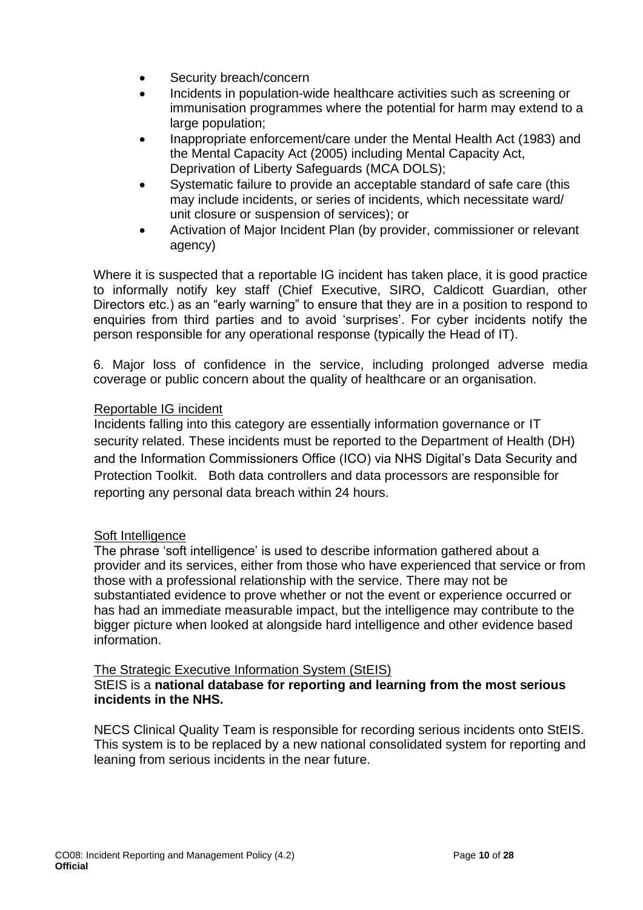- Security breach/concern
- Incidents in population-wide healthcare activities such as screening or immunisation programmes where the potential for harm may extend to a large population;
- Inappropriate enforcement/care under the Mental Health Act (1983) and the Mental Capacity Act (2005) including Mental Capacity Act, Deprivation of Liberty Safeguards (MCA DOLS);
- Systematic failure to provide an acceptable standard of safe care (this may include incidents, or series of incidents, which necessitate ward/ unit closure or suspension of services); or
- Activation of Major Incident Plan (by provider, commissioner or relevant agency)

Where it is suspected that a reportable IG incident has taken place, it is good practice to informally notify key staff (Chief Executive, SIRO, Caldicott Guardian, other Directors etc.) as an "early warning" to ensure that they are in a position to respond to enquiries from third parties and to avoid 'surprises'. For cyber incidents notify the person responsible for any operational response (typically the Head of IT).

6. Major loss of confidence in the service, including prolonged adverse media coverage or public concern about the quality of healthcare or an organisation.

<u>Reportable IG incident</u>

Incidents falling into this category are essentially information governance or IT security related. These incidents must be reported to the Department of Health (DH) and the Information Commissioners Office (ICO) via NHS Digital's Data Security and Protection Toolkit. Both data controllers and data processors are responsible for reporting any personal data breach within 24 hours.

<u>Soft Intelligence</u>

The phrase 'soft intelligence' is used to describe information gathered about a provider and its services, either from those who have experienced that service or from those with a professional relationship with the service. There may not be substantiated evidence to prove whether or not the event or experience occurred or has had an immediate measurable impact, but the intelligence may contribute to the bigger picture when looked at alongside hard intelligence and other evidence based information.

<u>The Strategic Executive Information System (StEIS)</u>

StEIS is a **national database for reporting and learning from the most serious incidents in the NHS.**

NECS Clinical Quality Team is responsible for recording serious incidents onto StEIS. This system is to be replaced by a new national consolidated system for reporting and leaning from serious incidents in the near future.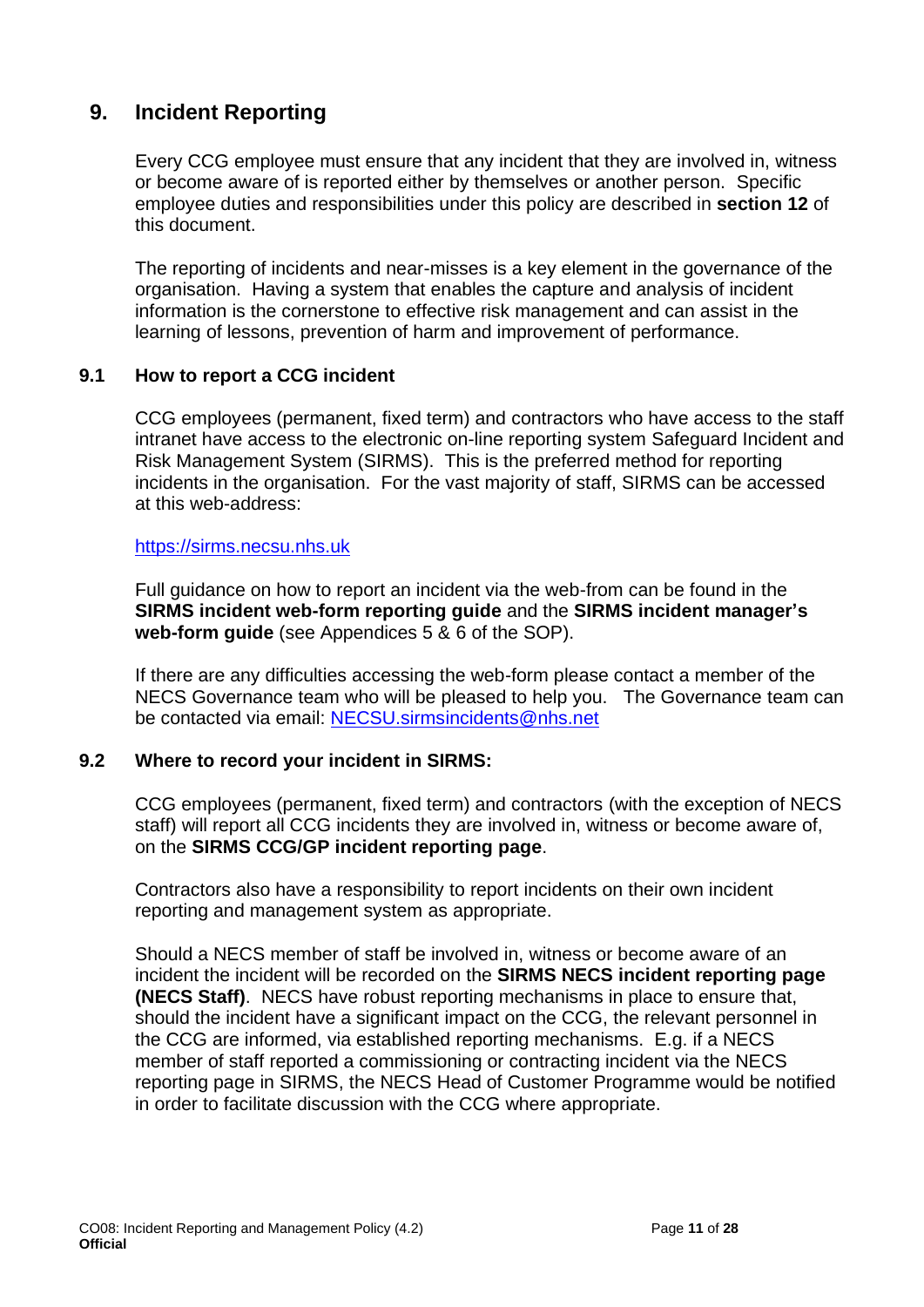## 9. Incident Reporting

Every CCG employee must ensure that any incident that they are involved in, witness or become aware of is reported either by themselves or another person. Specific employee duties and responsibilities under this policy are described in **section 12** of this document.

The reporting of incidents and near-misses is a key element in the governance of the organisation. Having a system that enables the capture and analysis of incident information is the cornerstone to effective risk management and can assist in the learning of lessons, prevention of harm and improvement of performance.

### 9.1 How to report a CCG incident

CCG employees (permanent, fixed term) and contractors who have access to the staff intranet have access to the electronic on-line reporting system Safeguard Incident and Risk Management System (SIRMS). This is the preferred method for reporting incidents in the organisation. For the vast majority of staff, SIRMS can be accessed at this web-address:

https://sirms.necsu.nhs.uk

Full guidance on how to report an incident via the web-from can be found in the **SIRMS incident web-form reporting guide** and the **SIRMS incident manager's web-form guide** (see Appendices 5 & 6 of the SOP).

If there are any difficulties accessing the web-form please contact a member of the NECS Governance team who will be pleased to help you. The Governance team can be contacted via email: NECSU.sirmsincidents@nhs.net

### 9.2 Where to record your incident in SIRMS:

CCG employees (permanent, fixed term) and contractors (with the exception of NECS staff) will report all CCG incidents they are involved in, witness or become aware of, on the **SIRMS CCG/GP incident reporting page**.

Contractors also have a responsibility to report incidents on their own incident reporting and management system as appropriate.

Should a NECS member of staff be involved in, witness or become aware of an incident the incident will be recorded on the **SIRMS NECS incident reporting page (NECS Staff)**. NECS have robust reporting mechanisms in place to ensure that, should the incident have a significant impact on the CCG, the relevant personnel in the CCG are informed, via established reporting mechanisms. E.g. if a NECS member of staff reported a commissioning or contracting incident via the NECS reporting page in SIRMS, the NECS Head of Customer Programme would be notified in order to facilitate discussion with the CCG where appropriate.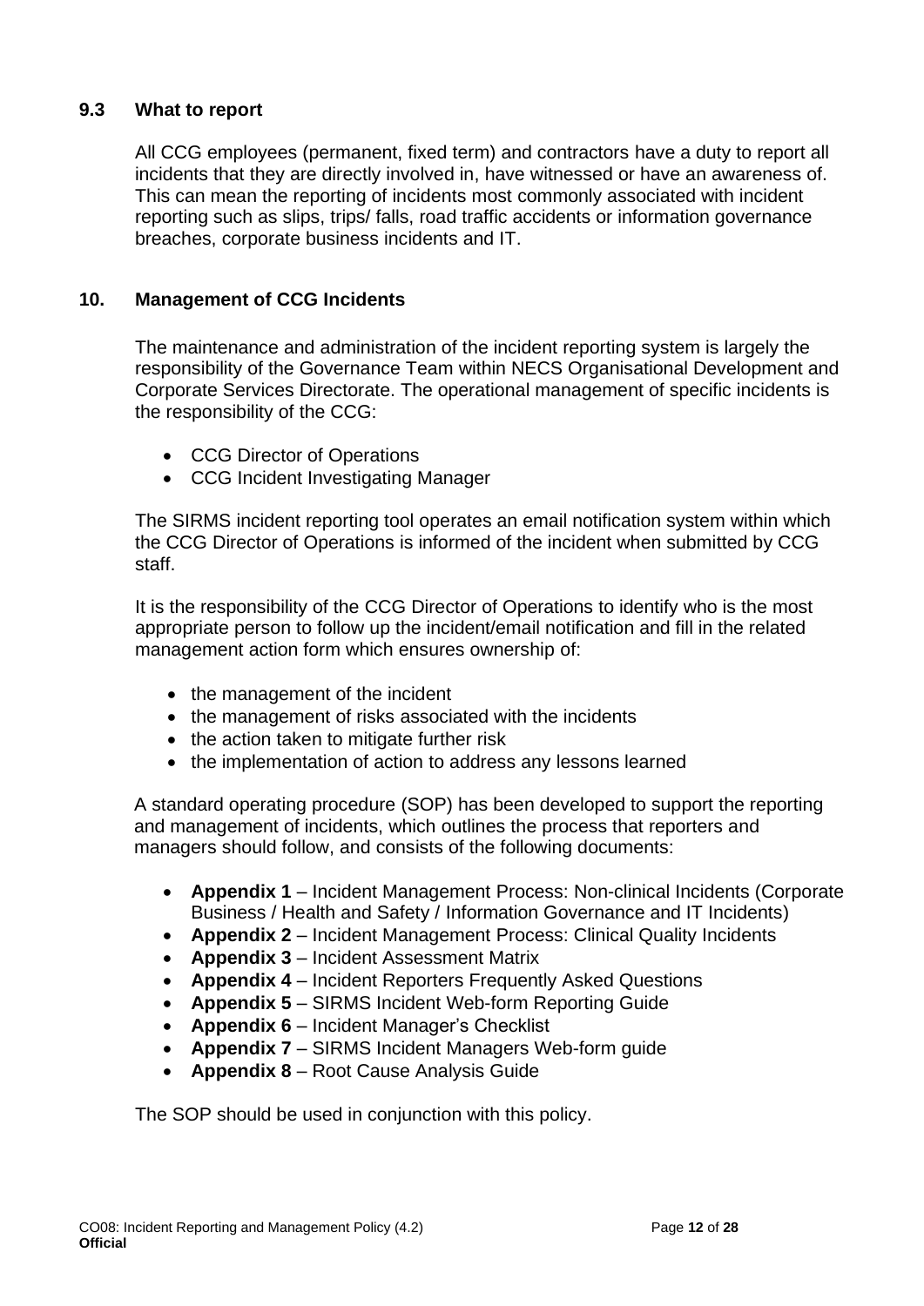### 9.3 What to report

All CCG employees (permanent, fixed term) and contractors have a duty to report all incidents that they are directly involved in, have witnessed or have an awareness of. This can mean the reporting of incidents most commonly associated with incident reporting such as slips, trips/ falls, road traffic accidents or information governance breaches, corporate business incidents and IT.

## 10. Management of CCG Incidents

The maintenance and administration of the incident reporting system is largely the responsibility of the Governance Team within NECS Organisational Development and Corporate Services Directorate. The operational management of specific incidents is the responsibility of the CCG:

- CCG Director of Operations
- CCG Incident Investigating Manager

The SIRMS incident reporting tool operates an email notification system within which the CCG Director of Operations is informed of the incident when submitted by CCG staff.

It is the responsibility of the CCG Director of Operations to identify who is the most appropriate person to follow up the incident/email notification and fill in the related management action form which ensures ownership of:

- the management of the incident
- the management of risks associated with the incidents
- the action taken to mitigate further risk
- the implementation of action to address any lessons learned

A standard operating procedure (SOP) has been developed to support the reporting and management of incidents, which outlines the process that reporters and managers should follow, and consists of the following documents:

- **Appendix 1** – Incident Management Process: Non-clinical Incidents (Corporate Business / Health and Safety / Information Governance and IT Incidents)
- **Appendix 2** – Incident Management Process: Clinical Quality Incidents
- **Appendix 3** – Incident Assessment Matrix
- **Appendix 4** – Incident Reporters Frequently Asked Questions
- **Appendix 5** – SIRMS Incident Web-form Reporting Guide
- **Appendix 6** – Incident Manager's Checklist
- **Appendix 7** – SIRMS Incident Managers Web-form guide
- **Appendix 8** – Root Cause Analysis Guide

The SOP should be used in conjunction with this policy.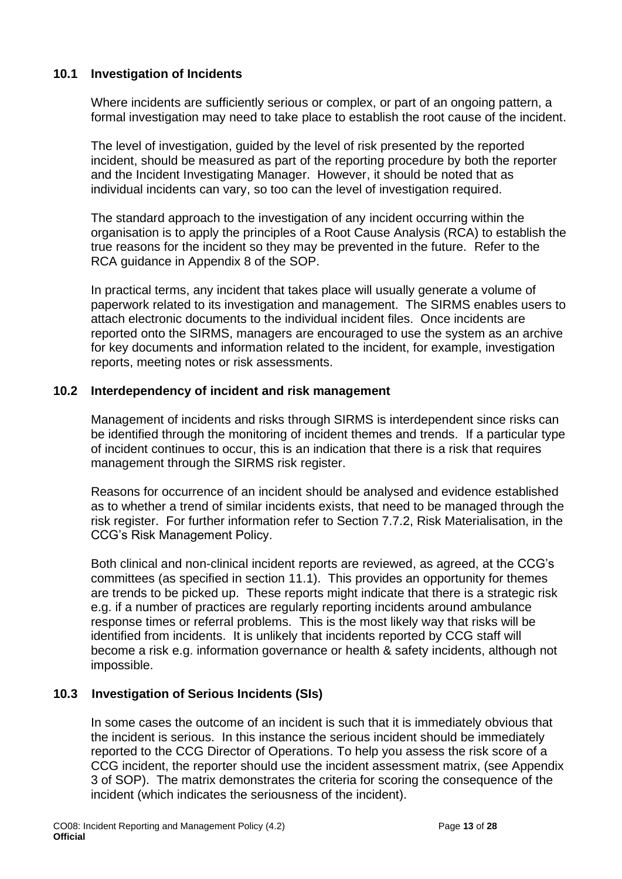### 10.1 Investigation of Incidents

Where incidents are sufficiently serious or complex, or part of an ongoing pattern, a formal investigation may need to take place to establish the root cause of the incident.

The level of investigation, guided by the level of risk presented by the reported incident, should be measured as part of the reporting procedure by both the reporter and the Incident Investigating Manager. However, it should be noted that as individual incidents can vary, so too can the level of investigation required.

The standard approach to the investigation of any incident occurring within the organisation is to apply the principles of a Root Cause Analysis (RCA) to establish the true reasons for the incident so they may be prevented in the future. Refer to the RCA guidance in Appendix 8 of the SOP.

In practical terms, any incident that takes place will usually generate a volume of paperwork related to its investigation and management. The SIRMS enables users to attach electronic documents to the individual incident files. Once incidents are reported onto the SIRMS, managers are encouraged to use the system as an archive for key documents and information related to the incident, for example, investigation reports, meeting notes or risk assessments.

### 10.2 Interdependency of incident and risk management

Management of incidents and risks through SIRMS is interdependent since risks can be identified through the monitoring of incident themes and trends. If a particular type of incident continues to occur, this is an indication that there is a risk that requires management through the SIRMS risk register.

Reasons for occurrence of an incident should be analysed and evidence established as to whether a trend of similar incidents exists, that need to be managed through the risk register. For further information refer to Section 7.7.2, Risk Materialisation, in the CCG's Risk Management Policy.

Both clinical and non-clinical incident reports are reviewed, as agreed, at the CCG's committees (as specified in section 11.1). This provides an opportunity for themes are trends to be picked up. These reports might indicate that there is a strategic risk e.g. if a number of practices are regularly reporting incidents around ambulance response times or referral problems. This is the most likely way that risks will be identified from incidents. It is unlikely that incidents reported by CCG staff will become a risk e.g. information governance or health & safety incidents, although not impossible.

### 10.3 Investigation of Serious Incidents (SIs)

In some cases the outcome of an incident is such that it is immediately obvious that the incident is serious. In this instance the serious incident should be immediately reported to the CCG Director of Operations. To help you assess the risk score of a CCG incident, the reporter should use the incident assessment matrix, (see Appendix 3 of SOP). The matrix demonstrates the criteria for scoring the consequence of the incident (which indicates the seriousness of the incident).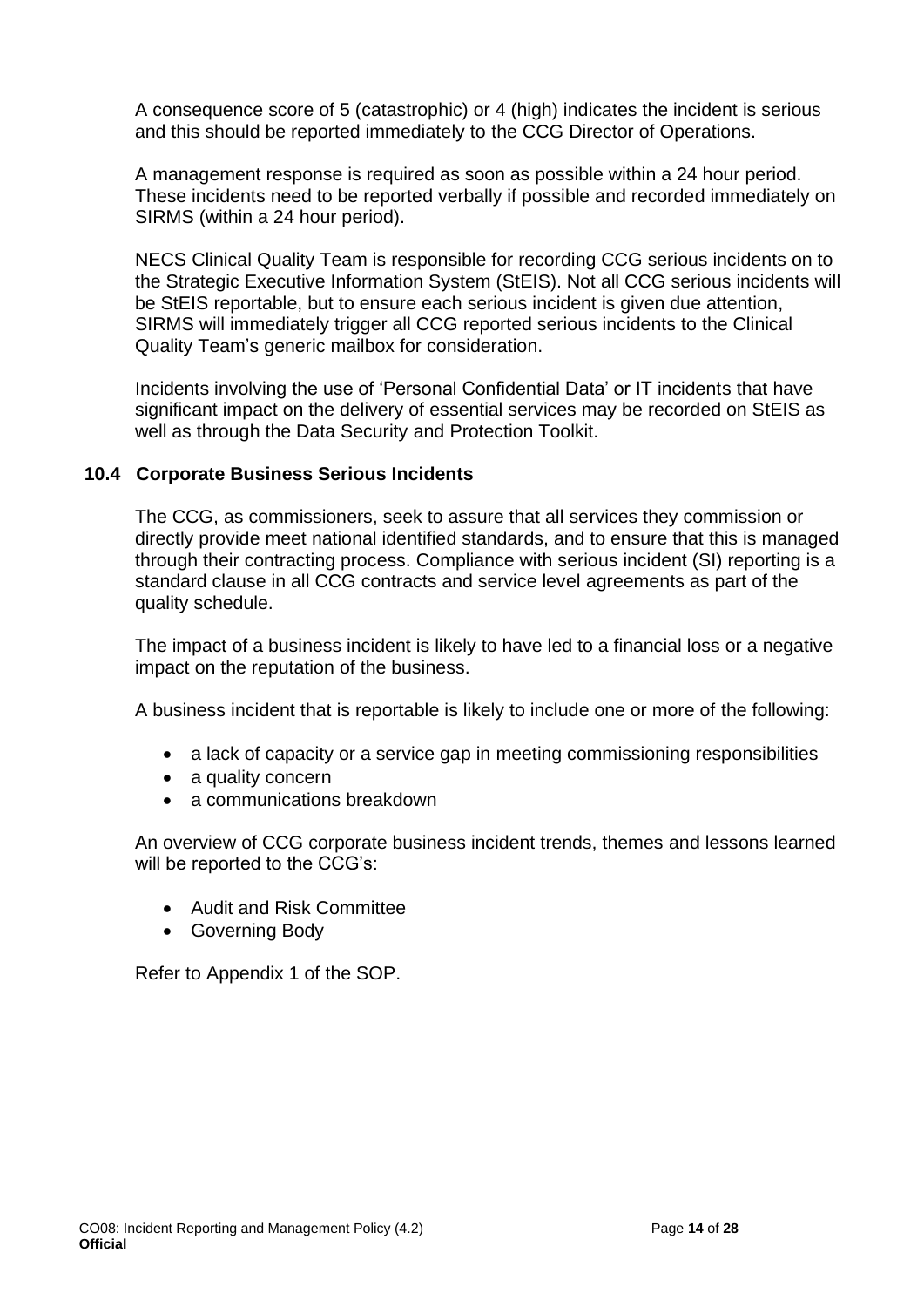A consequence score of 5 (catastrophic) or 4 (high) indicates the incident is serious and this should be reported immediately to the CCG Director of Operations.

A management response is required as soon as possible within a 24 hour period. These incidents need to be reported verbally if possible and recorded immediately on SIRMS (within a 24 hour period).

NECS Clinical Quality Team is responsible for recording CCG serious incidents on to the Strategic Executive Information System (StEIS). Not all CCG serious incidents will be StEIS reportable, but to ensure each serious incident is given due attention, SIRMS will immediately trigger all CCG reported serious incidents to the Clinical Quality Team's generic mailbox for consideration.

Incidents involving the use of 'Personal Confidential Data' or IT incidents that have significant impact on the delivery of essential services may be recorded on StEIS as well as through the Data Security and Protection Toolkit.

### 10.4 Corporate Business Serious Incidents

The CCG, as commissioners, seek to assure that all services they commission or directly provide meet national identified standards, and to ensure that this is managed through their contracting process. Compliance with serious incident (SI) reporting is a standard clause in all CCG contracts and service level agreements as part of the quality schedule.

The impact of a business incident is likely to have led to a financial loss or a negative impact on the reputation of the business.

A business incident that is reportable is likely to include one or more of the following:

- a lack of capacity or a service gap in meeting commissioning responsibilities
- a quality concern
- a communications breakdown

An overview of CCG corporate business incident trends, themes and lessons learned will be reported to the CCG's:

- Audit and Risk Committee
- Governing Body

Refer to Appendix 1 of the SOP.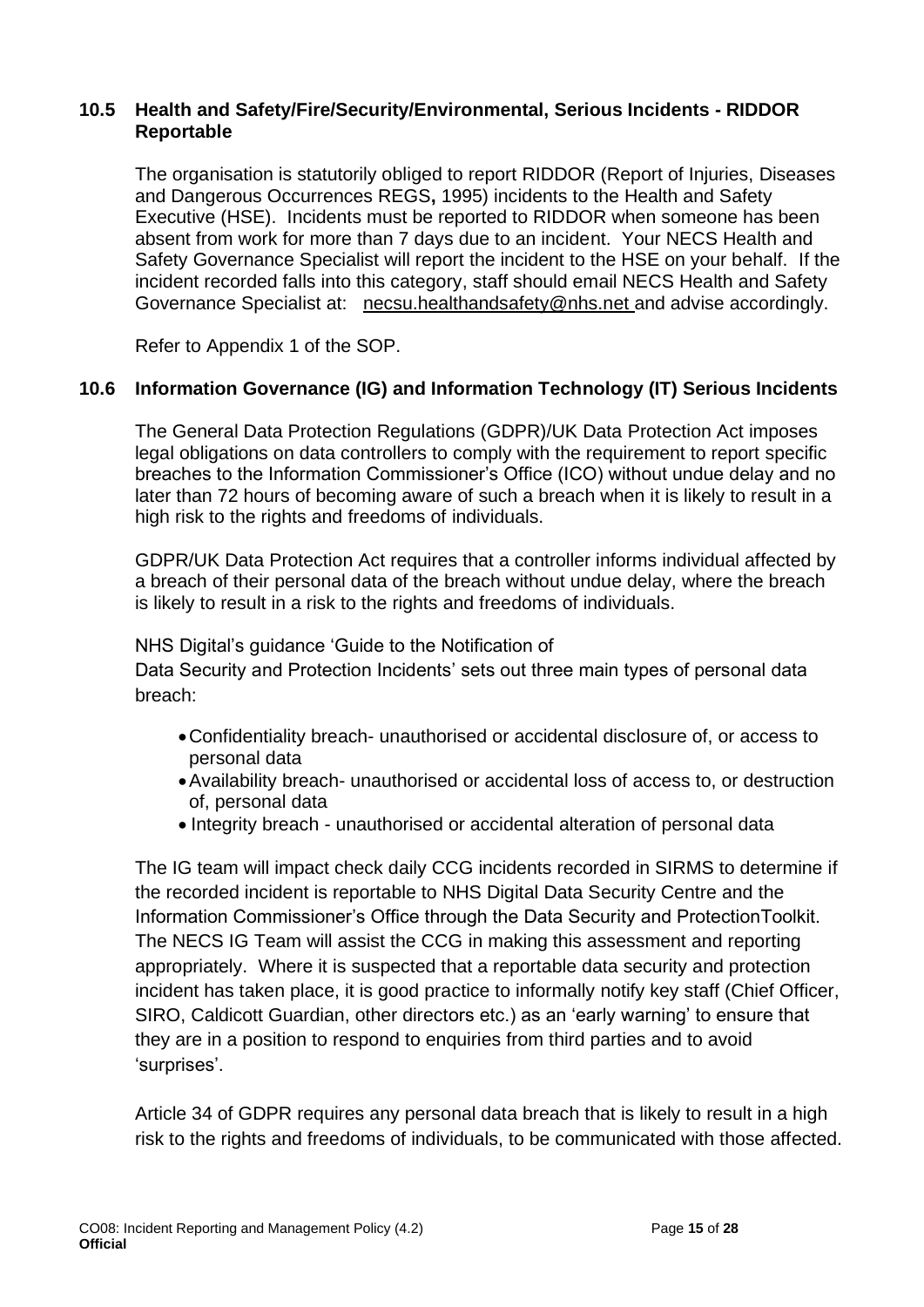### 10.5 Health and Safety/Fire/Security/Environmental, Serious Incidents - RIDDOR Reportable

The organisation is statutorily obliged to report RIDDOR (Report of Injuries, Diseases and Dangerous Occurrences REGS**,** 1995) incidents to the Health and Safety Executive (HSE). Incidents must be reported to RIDDOR when someone has been absent from work for more than 7 days due to an incident. Your NECS Health and Safety Governance Specialist will report the incident to the HSE on your behalf. If the incident recorded falls into this category, staff should email NECS Health and Safety Governance Specialist at: necsu.healthandsafety@nhs.net and advise accordingly.

Refer to Appendix 1 of the SOP.

### 10.6 Information Governance (IG) and Information Technology (IT) Serious Incidents

The General Data Protection Regulations (GDPR)/UK Data Protection Act imposes legal obligations on data controllers to comply with the requirement to report specific breaches to the Information Commissioner's Office (ICO) without undue delay and no later than 72 hours of becoming aware of such a breach when it is likely to result in a high risk to the rights and freedoms of individuals.

GDPR/UK Data Protection Act requires that a controller informs individual affected by a breach of their personal data of the breach without undue delay, where the breach is likely to result in a risk to the rights and freedoms of individuals.

NHS Digital's guidance 'Guide to the Notification of Data Security and Protection Incidents' sets out three main types of personal data breach:

- Confidentiality breach- unauthorised or accidental disclosure of, or access to personal data
- Availability breach- unauthorised or accidental loss of access to, or destruction of, personal data
- Integrity breach - unauthorised or accidental alteration of personal data

The IG team will impact check daily CCG incidents recorded in SIRMS to determine if the recorded incident is reportable to NHS Digital Data Security Centre and the Information Commissioner's Office through the Data Security and ProtectionToolkit. The NECS IG Team will assist the CCG in making this assessment and reporting appropriately. Where it is suspected that a reportable data security and protection incident has taken place, it is good practice to informally notify key staff (Chief Officer, SIRO, Caldicott Guardian, other directors etc.) as an 'early warning' to ensure that they are in a position to respond to enquiries from third parties and to avoid 'surprises'.

Article 34 of GDPR requires any personal data breach that is likely to result in a high risk to the rights and freedoms of individuals, to be communicated with those affected.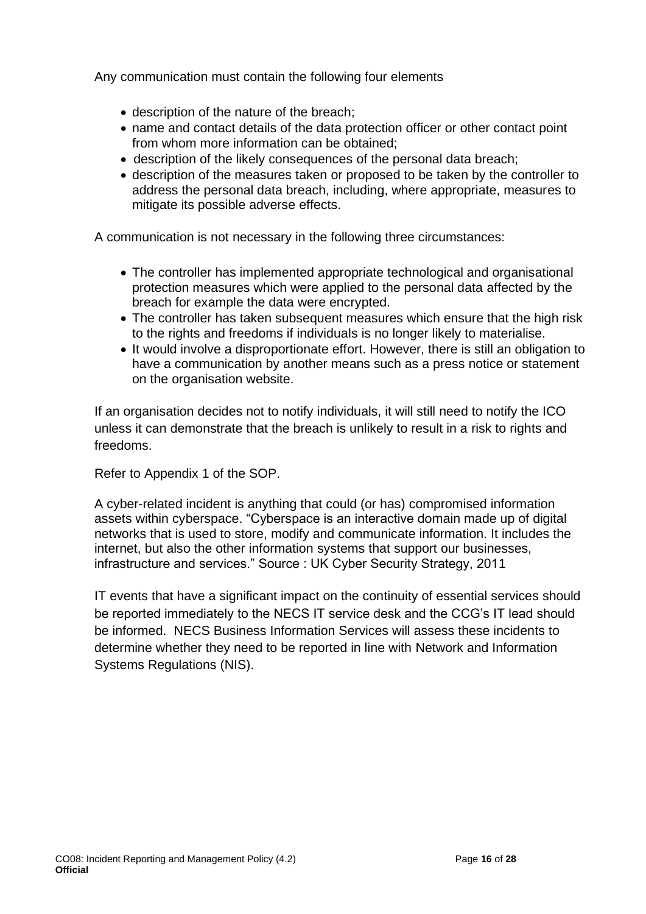Any communication must contain the following four elements

- description of the nature of the breach;
- name and contact details of the data protection officer or other contact point from whom more information can be obtained;
- description of the likely consequences of the personal data breach;
- description of the measures taken or proposed to be taken by the controller to address the personal data breach, including, where appropriate, measures to mitigate its possible adverse effects.

A communication is not necessary in the following three circumstances:

- The controller has implemented appropriate technological and organisational protection measures which were applied to the personal data affected by the breach for example the data were encrypted.
- The controller has taken subsequent measures which ensure that the high risk to the rights and freedoms if individuals is no longer likely to materialise.
- It would involve a disproportionate effort. However, there is still an obligation to have a communication by another means such as a press notice or statement on the organisation website.

If an organisation decides not to notify individuals, it will still need to notify the ICO unless it can demonstrate that the breach is unlikely to result in a risk to rights and freedoms.

Refer to Appendix 1 of the SOP.

A cyber-related incident is anything that could (or has) compromised information assets within cyberspace. "Cyberspace is an interactive domain made up of digital networks that is used to store, modify and communicate information. It includes the internet, but also the other information systems that support our businesses, infrastructure and services." Source : UK Cyber Security Strategy, 2011

IT events that have a significant impact on the continuity of essential services should be reported immediately to the NECS IT service desk and the CCG's IT lead should be informed. NECS Business Information Services will assess these incidents to determine whether they need to be reported in line with Network and Information Systems Regulations (NIS).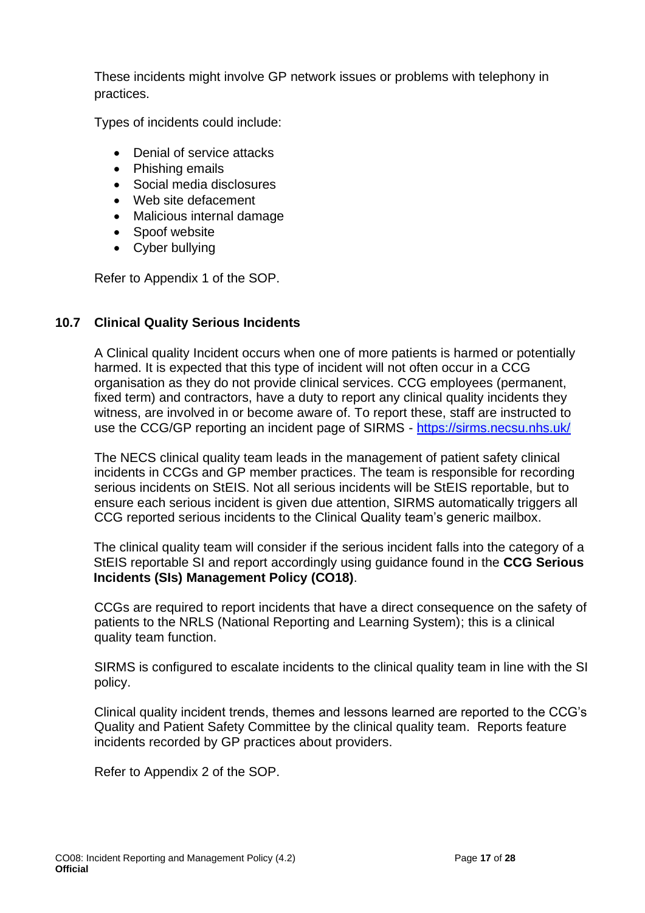These incidents might involve GP network issues or problems with telephony in practices.

Types of incidents could include:

- Denial of service attacks
- Phishing emails
- Social media disclosures
- Web site defacement
- Malicious internal damage
- Spoof website
- Cyber bullying

Refer to Appendix 1 of the SOP.

### 10.7 Clinical Quality Serious Incidents

A Clinical quality Incident occurs when one of more patients is harmed or potentially harmed. It is expected that this type of incident will not often occur in a CCG organisation as they do not provide clinical services. CCG employees (permanent, fixed term) and contractors, have a duty to report any clinical quality incidents they witness, are involved in or become aware of. To report these, staff are instructed to use the CCG/GP reporting an incident page of SIRMS - [https://sirms.necsu.nhs.uk/](https://sirms.necsu.nhs.uk/)

The NECS clinical quality team leads in the management of patient safety clinical incidents in CCGs and GP member practices. The team is responsible for recording serious incidents on StEIS. Not all serious incidents will be StEIS reportable, but to ensure each serious incident is given due attention, SIRMS automatically triggers all CCG reported serious incidents to the Clinical Quality team's generic mailbox.

The clinical quality team will consider if the serious incident falls into the category of a StEIS reportable SI and report accordingly using guidance found in the **CCG Serious Incidents (SIs) Management Policy (CO18)**.

CCGs are required to report incidents that have a direct consequence on the safety of patients to the NRLS (National Reporting and Learning System); this is a clinical quality team function.

SIRMS is configured to escalate incidents to the clinical quality team in line with the SI policy.

Clinical quality incident trends, themes and lessons learned are reported to the CCG's Quality and Patient Safety Committee by the clinical quality team. Reports feature incidents recorded by GP practices about providers.

Refer to Appendix 2 of the SOP.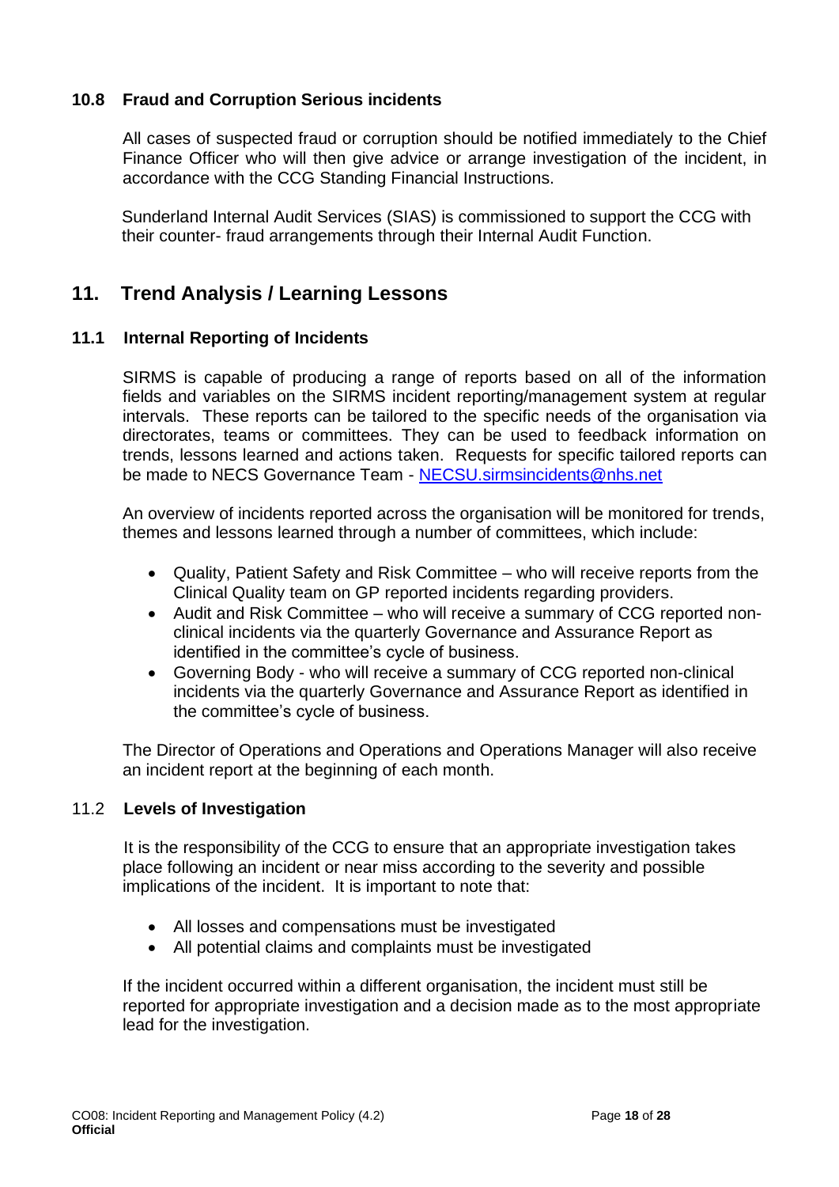### 10.8 Fraud and Corruption Serious incidents

All cases of suspected fraud or corruption should be notified immediately to the Chief Finance Officer who will then give advice or arrange investigation of the incident, in accordance with the CCG Standing Financial Instructions.

Sunderland Internal Audit Services (SIAS) is commissioned to support the CCG with their counter- fraud arrangements through their Internal Audit Function.

## 11. Trend Analysis / Learning Lessons

### 11.1 Internal Reporting of Incidents

SIRMS is capable of producing a range of reports based on all of the information fields and variables on the SIRMS incident reporting/management system at regular intervals. These reports can be tailored to the specific needs of the organisation via directorates, teams or committees. They can be used to feedback information on trends, lessons learned and actions taken. Requests for specific tailored reports can be made to NECS Governance Team - [NECSU.sirmsincidents@nhs.net](mailto:NECSU.sirmsincidents@nhs.net)

An overview of incidents reported across the organisation will be monitored for trends, themes and lessons learned through a number of committees, which include:

- Quality, Patient Safety and Risk Committee – who will receive reports from the Clinical Quality team on GP reported incidents regarding providers.
- Audit and Risk Committee – who will receive a summary of CCG reported non-clinical incidents via the quarterly Governance and Assurance Report as identified in the committee's cycle of business.
- Governing Body - who will receive a summary of CCG reported non-clinical incidents via the quarterly Governance and Assurance Report as identified in the committee's cycle of business.

The Director of Operations and Operations and Operations Manager will also receive an incident report at the beginning of each month.

### 11.2 Levels of Investigation

It is the responsibility of the CCG to ensure that an appropriate investigation takes place following an incident or near miss according to the severity and possible implications of the incident. It is important to note that:

- All losses and compensations must be investigated
- All potential claims and complaints must be investigated

If the incident occurred within a different organisation, the incident must still be reported for appropriate investigation and a decision made as to the most appropriate lead for the investigation.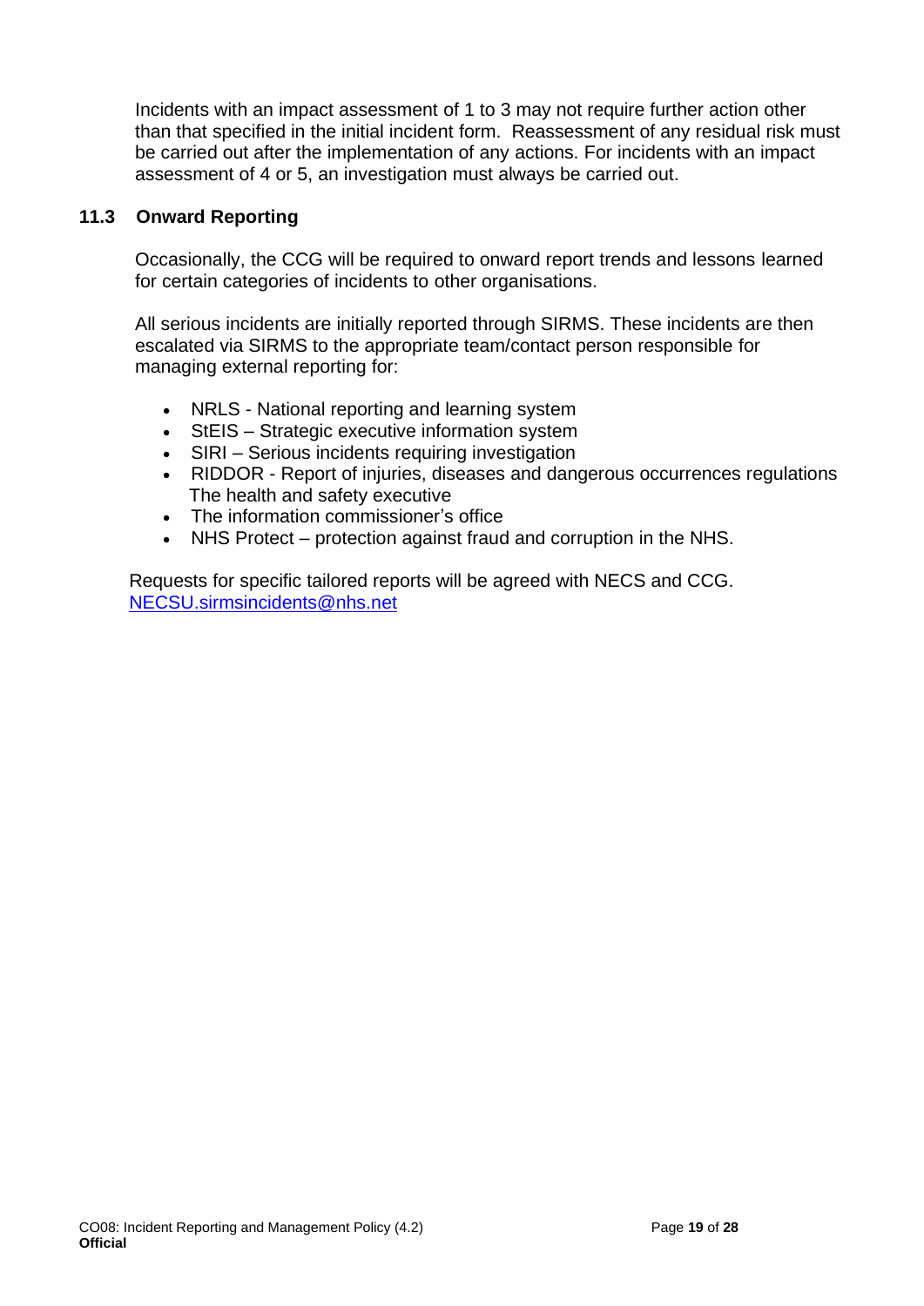Incidents with an impact assessment of 1 to 3 may not require further action other than that specified in the initial incident form. Reassessment of any residual risk must be carried out after the implementation of any actions. For incidents with an impact assessment of 4 or 5, an investigation must always be carried out.

### 11.3 Onward Reporting

Occasionally, the CCG will be required to onward report trends and lessons learned for certain categories of incidents to other organisations.

All serious incidents are initially reported through SIRMS. These incidents are then escalated via SIRMS to the appropriate team/contact person responsible for managing external reporting for:

- NRLS - National reporting and learning system
- StEIS – Strategic executive information system
- SIRI – Serious incidents requiring investigation
- RIDDOR - Report of injuries, diseases and dangerous occurrences regulations The health and safety executive
- The information commissioner's office
- NHS Protect – protection against fraud and corruption in the NHS.

Requests for specific tailored reports will be agreed with NECS and CCG. NECSU.sirmsincidents@nhs.net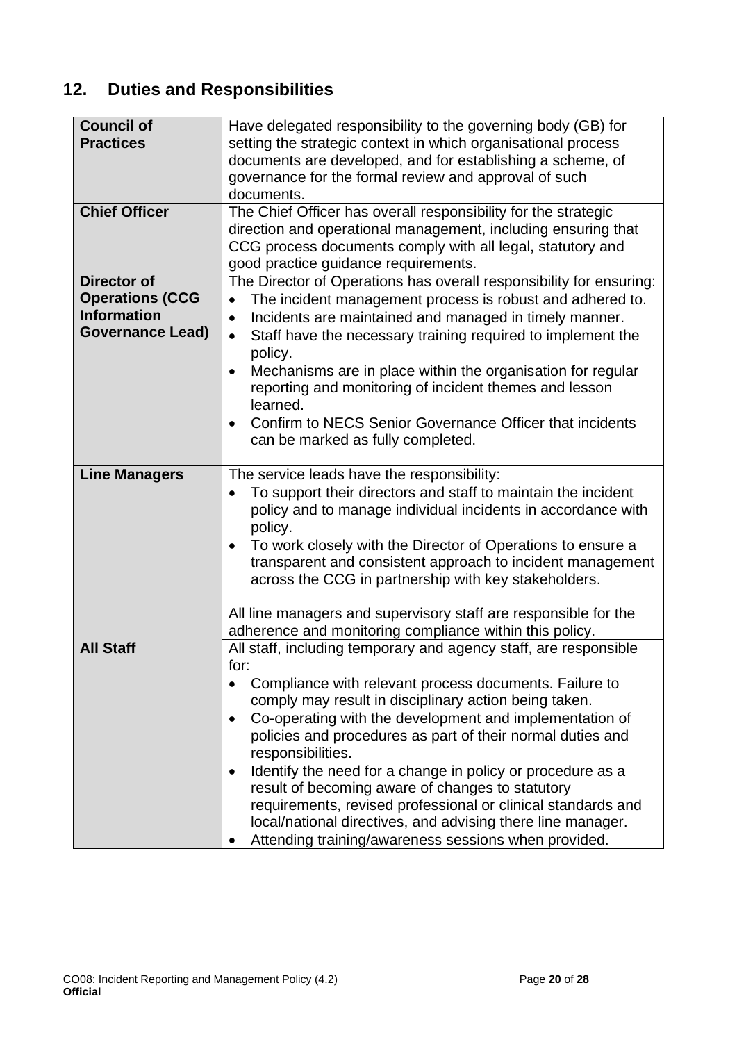## 12. Duties and Responsibilities

| | |
|---|---|
| **Council of Practices** | Have delegated responsibility to the governing body (GB) for setting the strategic context in which organisational process documents are developed, and for establishing a scheme, of governance for the formal review and approval of such documents. |
| **Chief Officer** | The Chief Officer has overall responsibility for the strategic direction and operational management, including ensuring that CCG process documents comply with all legal, statutory and good practice guidance requirements. |
| **Director of Operations (CCG Information Governance Lead)** | The Director of Operations has overall responsibility for ensuring:<br>• The incident management process is robust and adhered to.<br>• Incidents are maintained and managed in timely manner.<br>• Staff have the necessary training required to implement the policy.<br>• Mechanisms are in place within the organisation for regular reporting and monitoring of incident themes and lesson learned.<br>• Confirm to NECS Senior Governance Officer that incidents can be marked as fully completed. |
| **Line Managers** | The service leads have the responsibility:<br>• To support their directors and staff to maintain the incident policy and to manage individual incidents in accordance with policy.<br>• To work closely with the Director of Operations to ensure a transparent and consistent approach to incident management across the CCG in partnership with key stakeholders.<br><br>All line managers and supervisory staff are responsible for the adherence and monitoring compliance within this policy. |
| **All Staff** | All staff, including temporary and agency staff, are responsible for:<br>• Compliance with relevant process documents. Failure to comply may result in disciplinary action being taken.<br>• Co-operating with the development and implementation of policies and procedures as part of their normal duties and responsibilities.<br>• Identify the need for a change in policy or procedure as a result of becoming aware of changes to statutory requirements, revised professional or clinical standards and local/national directives, and advising there line manager.<br>• Attending training/awareness sessions when provided. |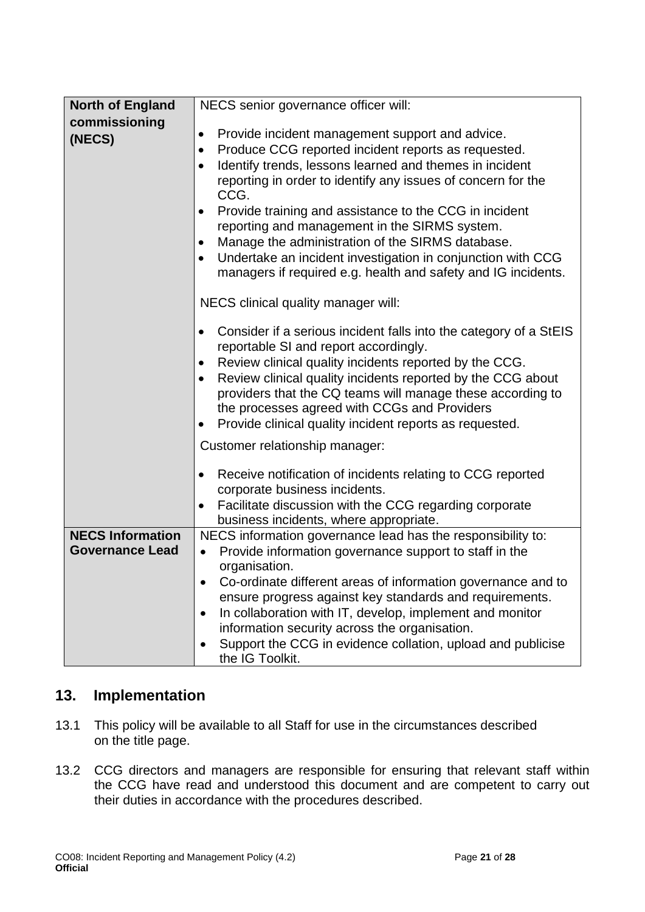| **North of England commissioning (NECS)** | NECS senior governance officer will:<br><br>• Provide incident management support and advice.<br>• Produce CCG reported incident reports as requested.<br>• Identify trends, lessons learned and themes in incident reporting in order to identify any issues of concern for the CCG.<br>• Provide training and assistance to the CCG in incident reporting and management in the SIRMS system.<br>• Manage the administration of the SIRMS database.<br>• Undertake an incident investigation in conjunction with CCG managers if required e.g. health and safety and IG incidents.<br><br>NECS clinical quality manager will:<br><br>• Consider if a serious incident falls into the category of a StEIS reportable SI and report accordingly.<br>• Review clinical quality incidents reported by the CCG.<br>• Review clinical quality incidents reported by the CCG about providers that the CQ teams will manage these according to the processes agreed with CCGs and Providers<br>• Provide clinical quality incident reports as requested.<br><br>Customer relationship manager:<br><br>• Receive notification of incidents relating to CCG reported corporate business incidents.<br>• Facilitate discussion with the CCG regarding corporate business incidents, where appropriate. |
|---|---|
| **NECS Information Governance Lead** | NECS information governance lead has the responsibility to:<br>• Provide information governance support to staff in the organisation.<br>• Co-ordinate different areas of information governance and to ensure progress against key standards and requirements.<br>• In collaboration with IT, develop, implement and monitor information security across the organisation.<br>• Support the CCG in evidence collation, upload and publicise the IG Toolkit. |

## 13. Implementation

13.1 This policy will be available to all Staff for use in the circumstances described on the title page.

13.2 CCG directors and managers are responsible for ensuring that relevant staff within the CCG have read and understood this document and are competent to carry out their duties in accordance with the procedures described.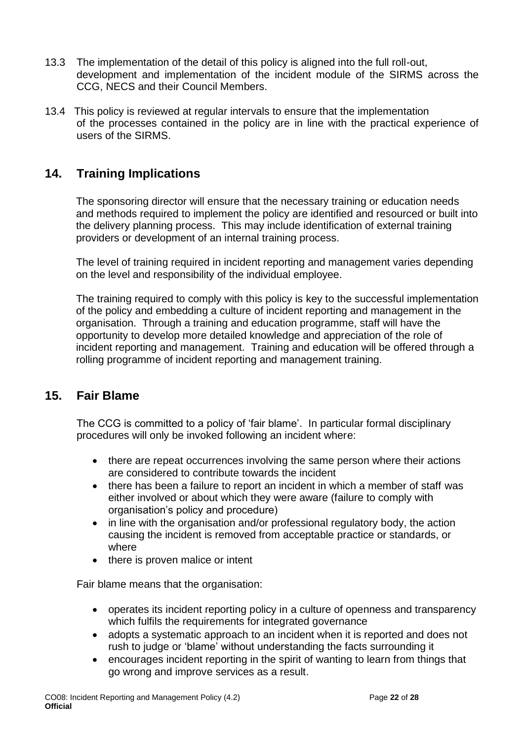13.3 The implementation of the detail of this policy is aligned into the full roll-out, development and implementation of the incident module of the SIRMS across the CCG, NECS and their Council Members.

13.4 This policy is reviewed at regular intervals to ensure that the implementation of the processes contained in the policy are in line with the practical experience of users of the SIRMS.

## 14. Training Implications

The sponsoring director will ensure that the necessary training or education needs and methods required to implement the policy are identified and resourced or built into the delivery planning process. This may include identification of external training providers or development of an internal training process.

The level of training required in incident reporting and management varies depending on the level and responsibility of the individual employee.

The training required to comply with this policy is key to the successful implementation of the policy and embedding a culture of incident reporting and management in the organisation. Through a training and education programme, staff will have the opportunity to develop more detailed knowledge and appreciation of the role of incident reporting and management. Training and education will be offered through a rolling programme of incident reporting and management training.

## 15. Fair Blame

The CCG is committed to a policy of 'fair blame'. In particular formal disciplinary procedures will only be invoked following an incident where:

- there are repeat occurrences involving the same person where their actions are considered to contribute towards the incident
- there has been a failure to report an incident in which a member of staff was either involved or about which they were aware (failure to comply with organisation's policy and procedure)
- in line with the organisation and/or professional regulatory body, the action causing the incident is removed from acceptable practice or standards, or where
- there is proven malice or intent

Fair blame means that the organisation:

- operates its incident reporting policy in a culture of openness and transparency which fulfils the requirements for integrated governance
- adopts a systematic approach to an incident when it is reported and does not rush to judge or 'blame' without understanding the facts surrounding it
- encourages incident reporting in the spirit of wanting to learn from things that go wrong and improve services as a result.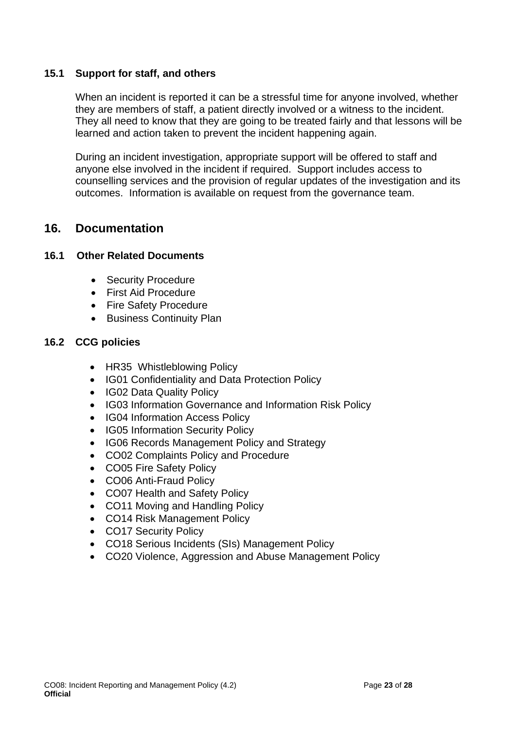### 15.1 Support for staff, and others

When an incident is reported it can be a stressful time for anyone involved, whether they are members of staff, a patient directly involved or a witness to the incident. They all need to know that they are going to be treated fairly and that lessons will be learned and action taken to prevent the incident happening again.

During an incident investigation, appropriate support will be offered to staff and anyone else involved in the incident if required. Support includes access to counselling services and the provision of regular updates of the investigation and its outcomes. Information is available on request from the governance team.

## 16. Documentation

### 16.1 Other Related Documents

- Security Procedure
- First Aid Procedure
- Fire Safety Procedure
- Business Continuity Plan

### 16.2 CCG policies

- HR35 Whistleblowing Policy
- IG01 Confidentiality and Data Protection Policy
- IG02 Data Quality Policy
- IG03 Information Governance and Information Risk Policy
- IG04 Information Access Policy
- IG05 Information Security Policy
- IG06 Records Management Policy and Strategy
- CO02 Complaints Policy and Procedure
- CO05 Fire Safety Policy
- CO06 Anti-Fraud Policy
- CO07 Health and Safety Policy
- CO11 Moving and Handling Policy
- CO14 Risk Management Policy
- CO17 Security Policy
- CO18 Serious Incidents (SIs) Management Policy
- CO20 Violence, Aggression and Abuse Management Policy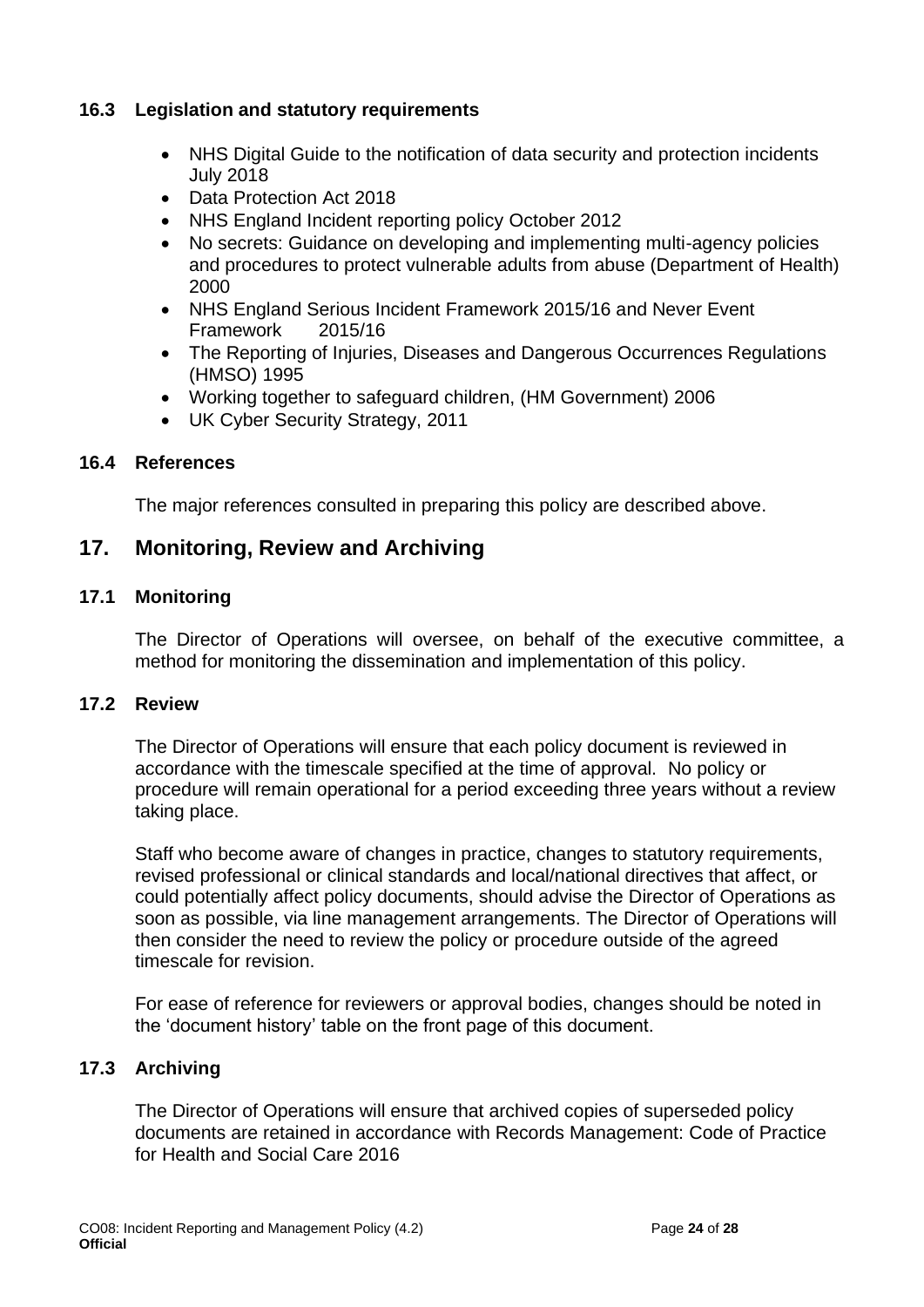### 16.3 Legislation and statutory requirements

- NHS Digital Guide to the notification of data security and protection incidents July 2018
- Data Protection Act 2018
- NHS England Incident reporting policy October 2012
- No secrets: Guidance on developing and implementing multi-agency policies and procedures to protect vulnerable adults from abuse (Department of Health) 2000
- NHS England Serious Incident Framework 2015/16 and Never Event Framework 2015/16
- The Reporting of Injuries, Diseases and Dangerous Occurrences Regulations (HMSO) 1995
- Working together to safeguard children, (HM Government) 2006
- UK Cyber Security Strategy, 2011

### 16.4 References

The major references consulted in preparing this policy are described above.

## 17. Monitoring, Review and Archiving

### 17.1 Monitoring

The Director of Operations will oversee, on behalf of the executive committee, a method for monitoring the dissemination and implementation of this policy.

### 17.2 Review

The Director of Operations will ensure that each policy document is reviewed in accordance with the timescale specified at the time of approval. No policy or procedure will remain operational for a period exceeding three years without a review taking place.

Staff who become aware of changes in practice, changes to statutory requirements, revised professional or clinical standards and local/national directives that affect, or could potentially affect policy documents, should advise the Director of Operations as soon as possible, via line management arrangements. The Director of Operations will then consider the need to review the policy or procedure outside of the agreed timescale for revision.

For ease of reference for reviewers or approval bodies, changes should be noted in the 'document history' table on the front page of this document.

### 17.3 Archiving

The Director of Operations will ensure that archived copies of superseded policy documents are retained in accordance with Records Management: Code of Practice for Health and Social Care 2016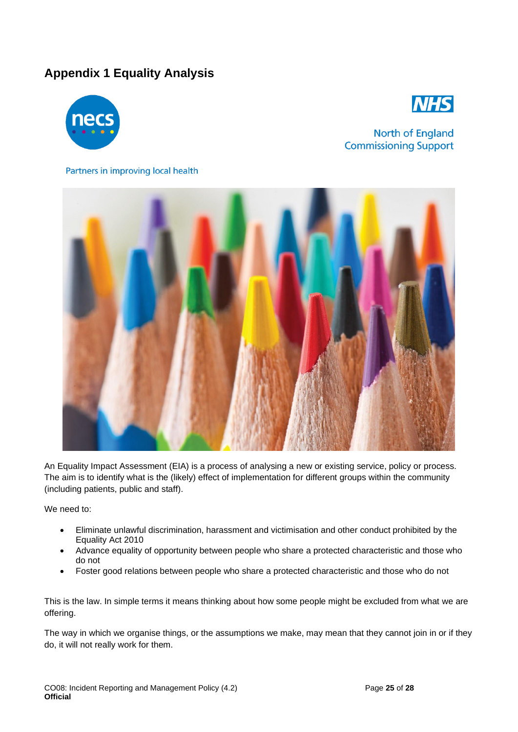## Appendix 1 Equality Analysis

North of England Commissioning Support

Partners in improving local health

An Equality Impact Assessment (EIA) is a process of analysing a new or existing service, policy or process. The aim is to identify what is the (likely) effect of implementation for different groups within the community (including patients, public and staff).

We need to:

- Eliminate unlawful discrimination, harassment and victimisation and other conduct prohibited by the Equality Act 2010
- Advance equality of opportunity between people who share a protected characteristic and those who do not
- Foster good relations between people who share a protected characteristic and those who do not

This is the law. In simple terms it means thinking about how some people might be excluded from what we are offering.

The way in which we organise things, or the assumptions we make, may mean that they cannot join in or if they do, it will not really work for them.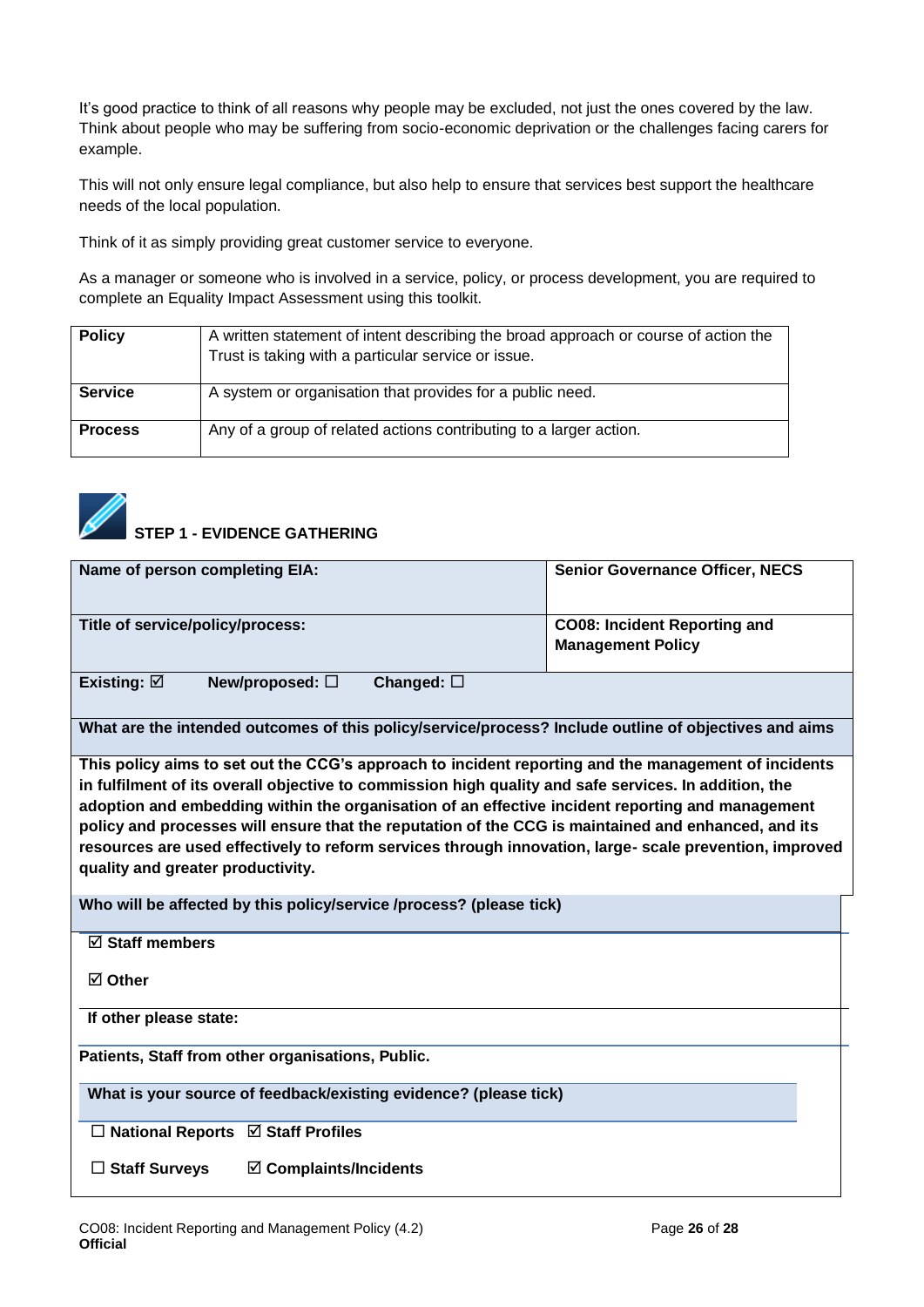It's good practice to think of all reasons why people may be excluded, not just the ones covered by the law. Think about people who may be suffering from socio-economic deprivation or the challenges facing carers for example.

This will not only ensure legal compliance, but also help to ensure that services best support the healthcare needs of the local population.

Think of it as simply providing great customer service to everyone.

As a manager or someone who is involved in a service, policy, or process development, you are required to complete an Equality Impact Assessment using this toolkit.

| | |
|---|---|
| **Policy** | A written statement of intent describing the broad approach or course of action the Trust is taking with a particular service or issue. |
| **Service** | A system or organisation that provides for a public need. |
| **Process** | Any of a group of related actions contributing to a larger action. |

## STEP 1 - EVIDENCE GATHERING

| | |
|---|---|
| **Name of person completing EIA:** | **Senior Governance Officer, NECS** |
| **Title of service/policy/process:** | **CO08: Incident Reporting and Management Policy** |

**Existing:** ☑ **New/proposed:** ☐ **Changed:** ☐

**What are the intended outcomes of this policy/service/process? Include outline of objectives and aims**

**This policy aims to set out the CCG's approach to incident reporting and the management of incidents in fulfilment of its overall objective to commission high quality and safe services. In addition, the adoption and embedding within the organisation of an effective incident reporting and management policy and processes will ensure that the reputation of the CCG is maintained and enhanced, and its resources are used effectively to reform services through innovation, large- scale prevention, improved quality and greater productivity.**

**Who will be affected by this policy/service /process? (please tick)**

☑ **Staff members**

☑ **Other**

**If other please state:**

**Patients, Staff from other organisations, Public.**

**What is your source of feedback/existing evidence? (please tick)**

☐ **National Reports** ☑ **Staff Profiles**

☐ **Staff Surveys** ☑ **Complaints/Incidents**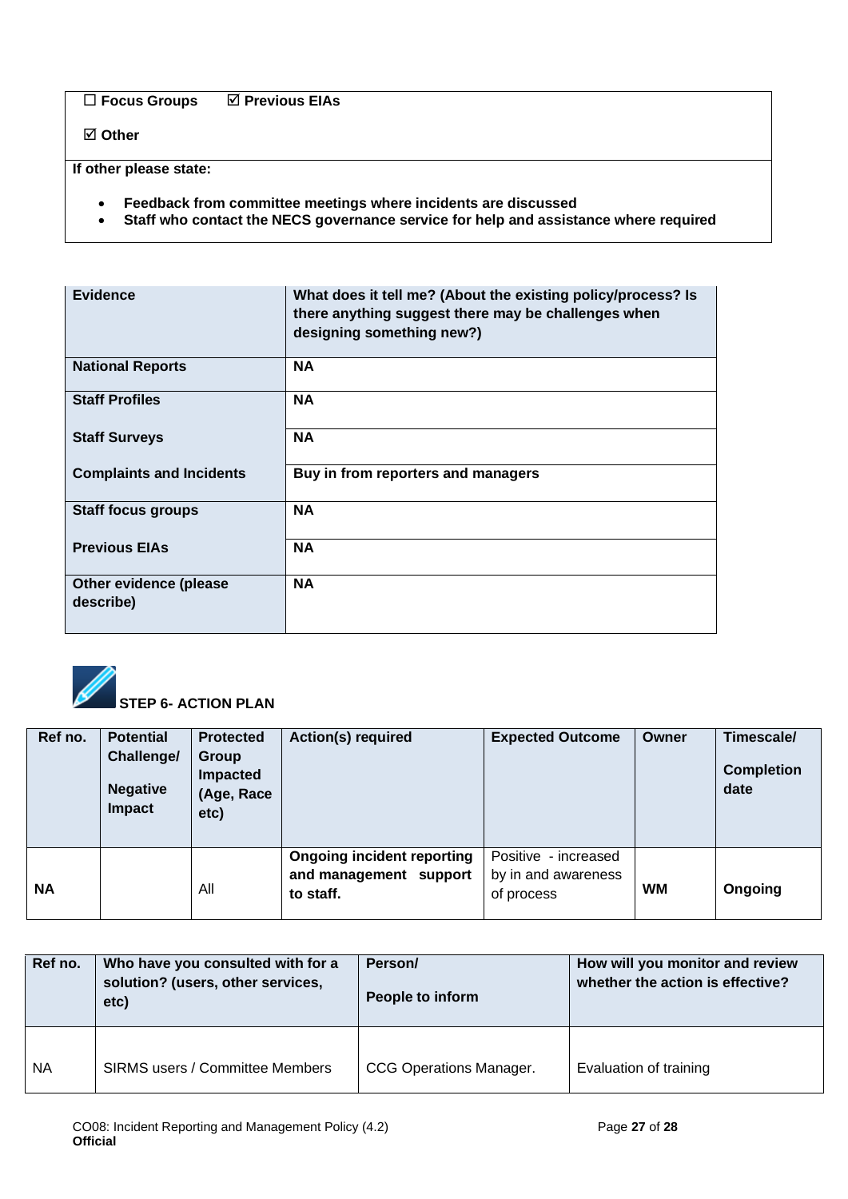| ☐ Focus Groups ☑ Previous EIAs<br><br>☑ Other |
|---|
| **If other please state:**<br><br>• Feedback from committee meetings where incidents are discussed<br>• Staff who contact the NECS governance service for help and assistance where required |

| Evidence | What does it tell me? (About the existing policy/process? Is there anything suggest there may be challenges when designing something new?) |
|---|---|
| **National Reports** | **NA** |
| **Staff Profiles** | **NA** |
| **Staff Surveys** | **NA** |
| **Complaints and Incidents** | **Buy in from reporters and managers** |
| **Staff focus groups** | **NA** |
| **Previous EIAs** | **NA** |
| **Other evidence (please describe)** | **NA** |

## STEP 6- ACTION PLAN

| Ref no. | Potential Challenge/<br><br>Negative Impact | Protected Group Impacted (Age, Race etc) | Action(s) required | Expected Outcome | Owner | Timescale/<br><br>Completion date |
|---|---|---|---|---|---|---|
| **NA** | | All | **Ongoing incident reporting and management support to staff.** | Positive - increased by in and awareness of process | **WM** | **Ongoing** |

| Ref no. | Who have you consulted with for a solution? (users, other services, etc) | Person/<br><br>People to inform | How will you monitor and review whether the action is effective? |
|---|---|---|---|
| NA | SIRMS users / Committee Members | CCG Operations Manager. | Evaluation of training |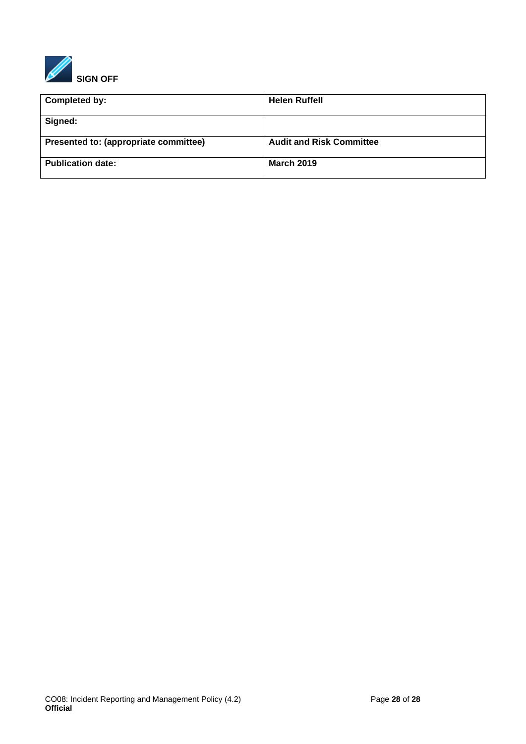## SIGN OFF

| | |
|---|---|
| **Completed by:** | **Helen Ruffell** |
| **Signed:** | |
| **Presented to: (appropriate committee)** | **Audit and Risk Committee** |
| **Publication date:** | **March 2019** |